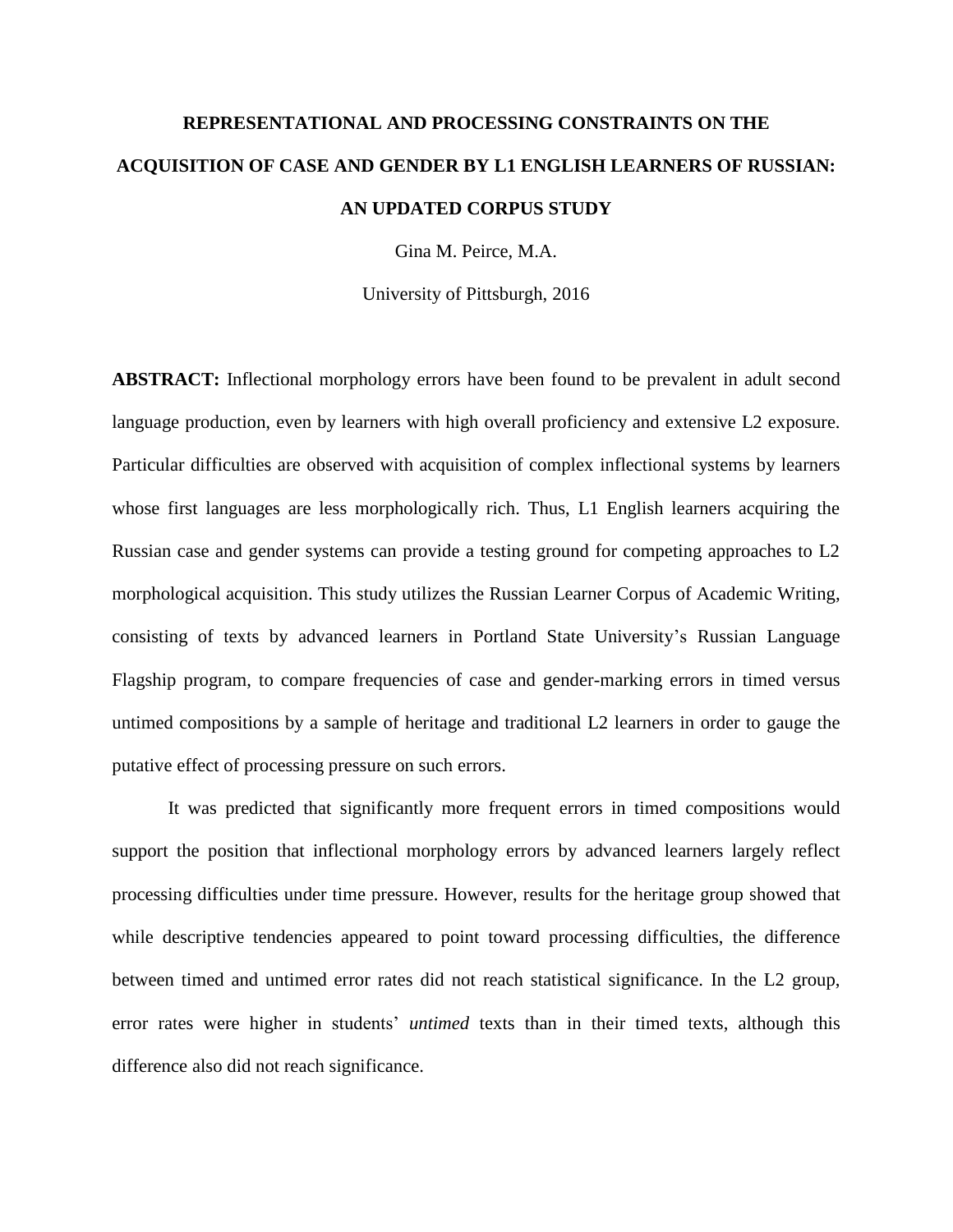# REPRESENTATIONAL AND PROCESSING CONSTRAINTS ON THE ACQUISITION OF CASE AND GENDER BY L1 ENGLISH LEARNERS OF RUSSIAN: AN UPDATED CORPUS STUDY

Gina M. Peirce, M.A.

University of Pittsburgh, 2016

**ABSTRACT:** Inflectional morphology errors have been found to be prevalent in adult second language production, even by learners with high overall proficiency and extensive L2 exposure. Particular difficulties are observed with acquisition of complex inflectional systems by learners whose first languages are less morphologically rich. Thus, L1 English learners acquiring the Russian case and gender systems can provide a testing ground for competing approaches to L2 morphological acquisition. This study utilizes the Russian Learner Corpus of Academic Writing, consisting of texts by advanced learners in Portland State University's Russian Language Flagship program, to compare frequencies of case and gender-marking errors in timed versus untimed compositions by a sample of heritage and traditional L2 learners in order to gauge the putative effect of processing pressure on such errors.

It was predicted that significantly more frequent errors in timed compositions would support the position that inflectional morphology errors by advanced learners largely reflect processing difficulties under time pressure. However, results for the heritage group showed that while descriptive tendencies appeared to point toward processing difficulties, the difference between timed and untimed error rates did not reach statistical significance. In the L2 group, error rates were higher in students' *untimed* texts than in their timed texts, although this difference also did not reach significance.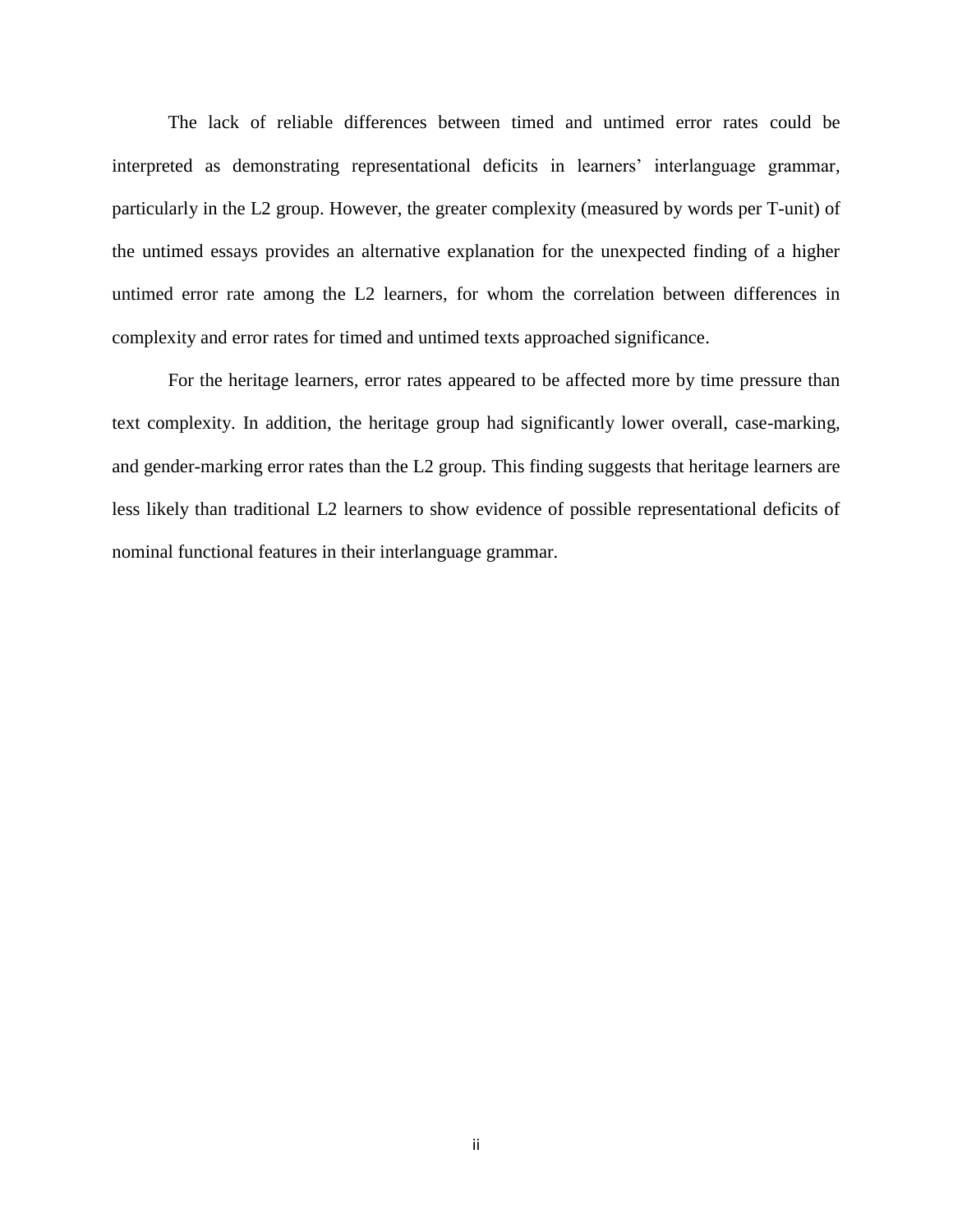The lack of reliable differences between timed and untimed error rates could be interpreted as demonstrating representational deficits in learners' interlanguage grammar, particularly in the L2 group. However, the greater complexity (measured by words per T-unit) of the untimed essays provides an alternative explanation for the unexpected finding of a higher untimed error rate among the L2 learners, for whom the correlation between differences in complexity and error rates for timed and untimed texts approached significance.

For the heritage learners, error rates appeared to be affected more by time pressure than text complexity. In addition, the heritage group had significantly lower overall, case-marking, and gender-marking error rates than the L2 group. This finding suggests that heritage learners are less likely than traditional L2 learners to show evidence of possible representational deficits of nominal functional features in their interlanguage grammar.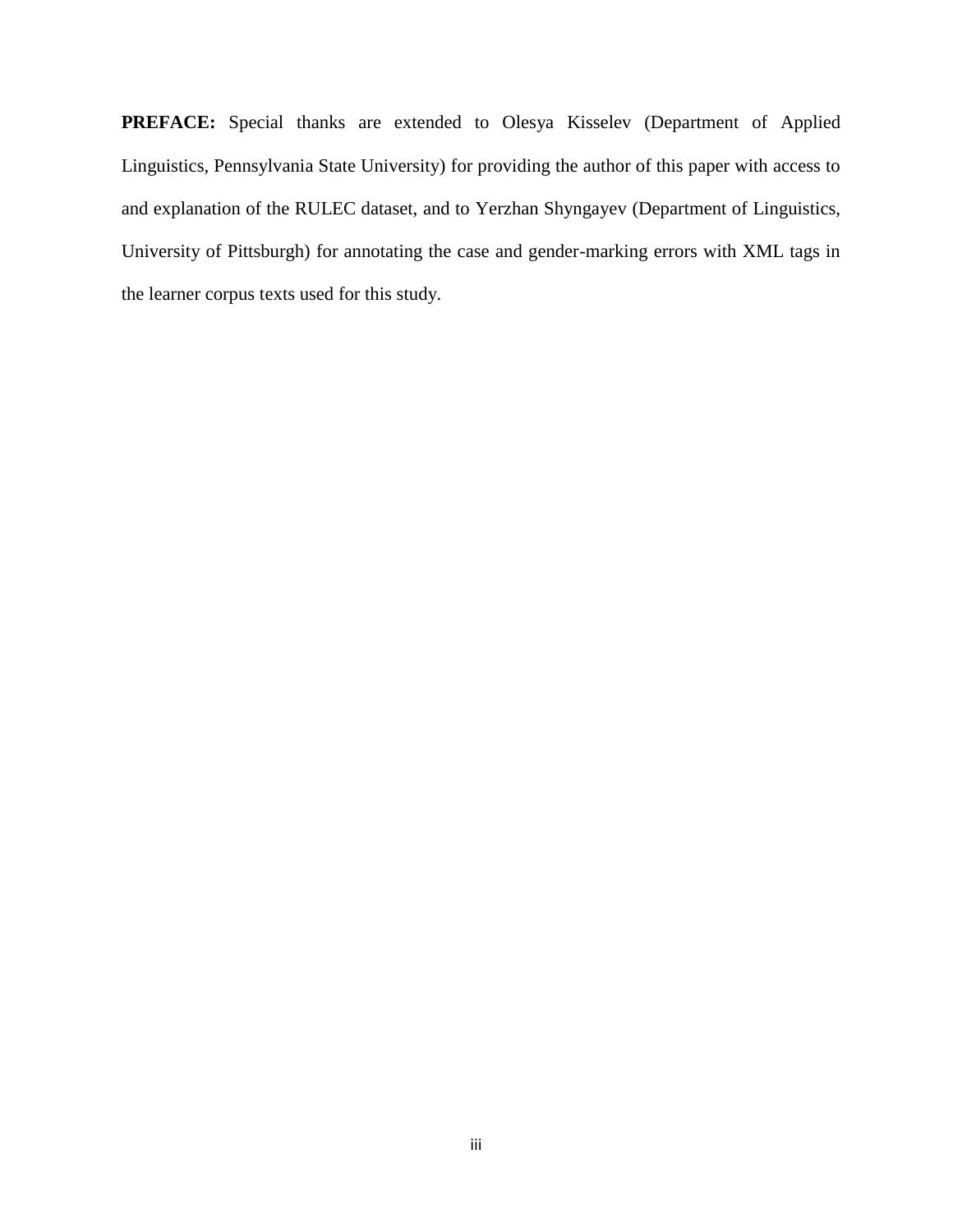**PREFACE:** Special thanks are extended to Olesya Kisselev (Department of Applied Linguistics, Pennsylvania State University) for providing the author of this paper with access to and explanation of the RULEC dataset, and to Yerzhan Shyngayev (Department of Linguistics, University of Pittsburgh) for annotating the case and gender-marking errors with XML tags in the learner corpus texts used for this study.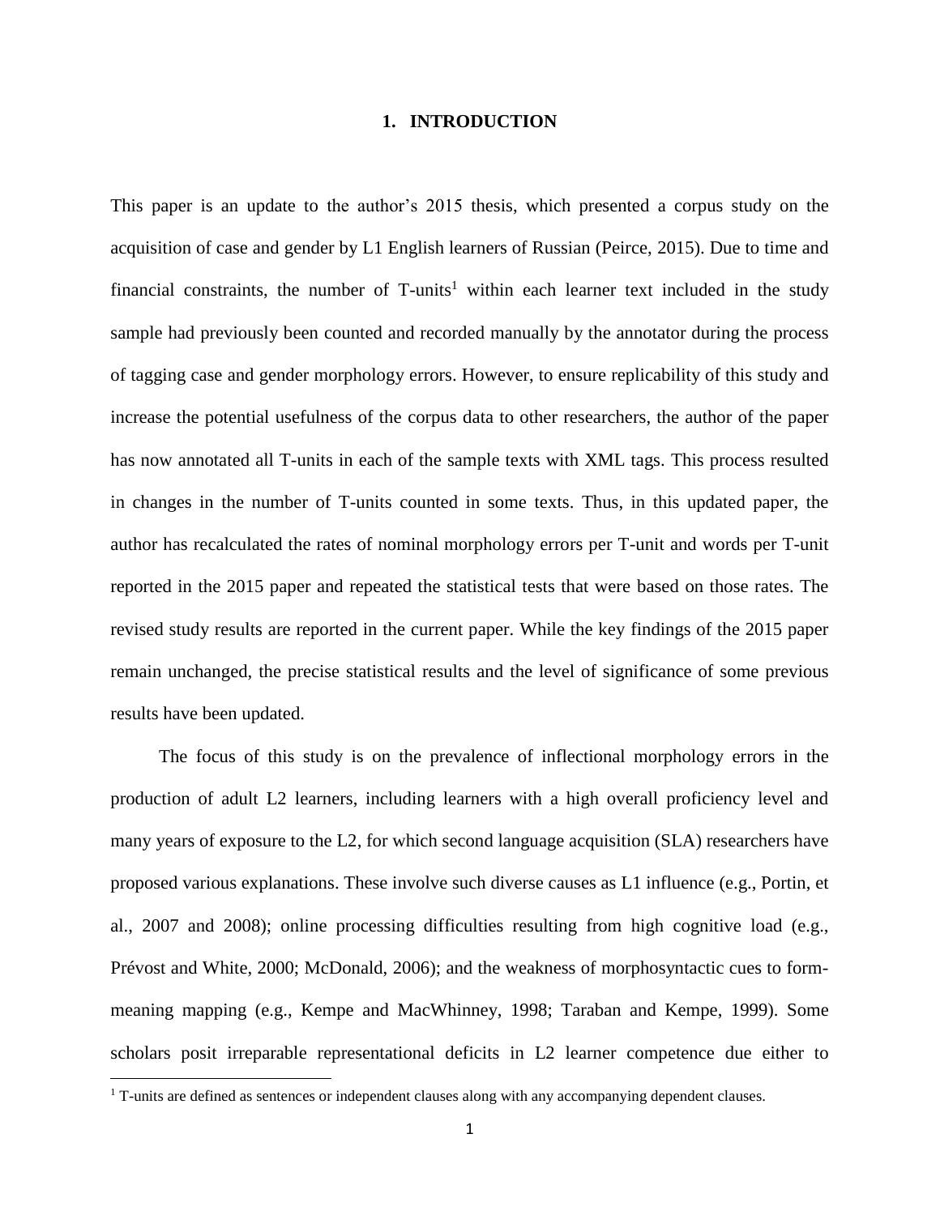# 1. INTRODUCTION

This paper is an update to the author's 2015 thesis, which presented a corpus study on the acquisition of case and gender by L1 English learners of Russian (Peirce, 2015). Due to time and financial constraints, the number of T-units[1] within each learner text included in the study sample had previously been counted and recorded manually by the annotator during the process of tagging case and gender morphology errors. However, to ensure replicability of this study and increase the potential usefulness of the corpus data to other researchers, the author of the paper has now annotated all T-units in each of the sample texts with XML tags. This process resulted in changes in the number of T-units counted in some texts. Thus, in this updated paper, the author has recalculated the rates of nominal morphology errors per T-unit and words per T-unit reported in the 2015 paper and repeated the statistical tests that were based on those rates. The revised study results are reported in the current paper. While the key findings of the 2015 paper remain unchanged, the precise statistical results and the level of significance of some previous results have been updated.

The focus of this study is on the prevalence of inflectional morphology errors in the production of adult L2 learners, including learners with a high overall proficiency level and many years of exposure to the L2, for which second language acquisition (SLA) researchers have proposed various explanations. These involve such diverse causes as L1 influence (e.g., Portin, et al., 2007 and 2008); online processing difficulties resulting from high cognitive load (e.g., Prévost and White, 2000; McDonald, 2006); and the weakness of morphosyntactic cues to form-meaning mapping (e.g., Kempe and MacWhinney, 1998; Taraban and Kempe, 1999). Some scholars posit irreparable representational deficits in L2 learner competence due either to

[1] T-units are defined as sentences or independent clauses along with any accompanying dependent clauses.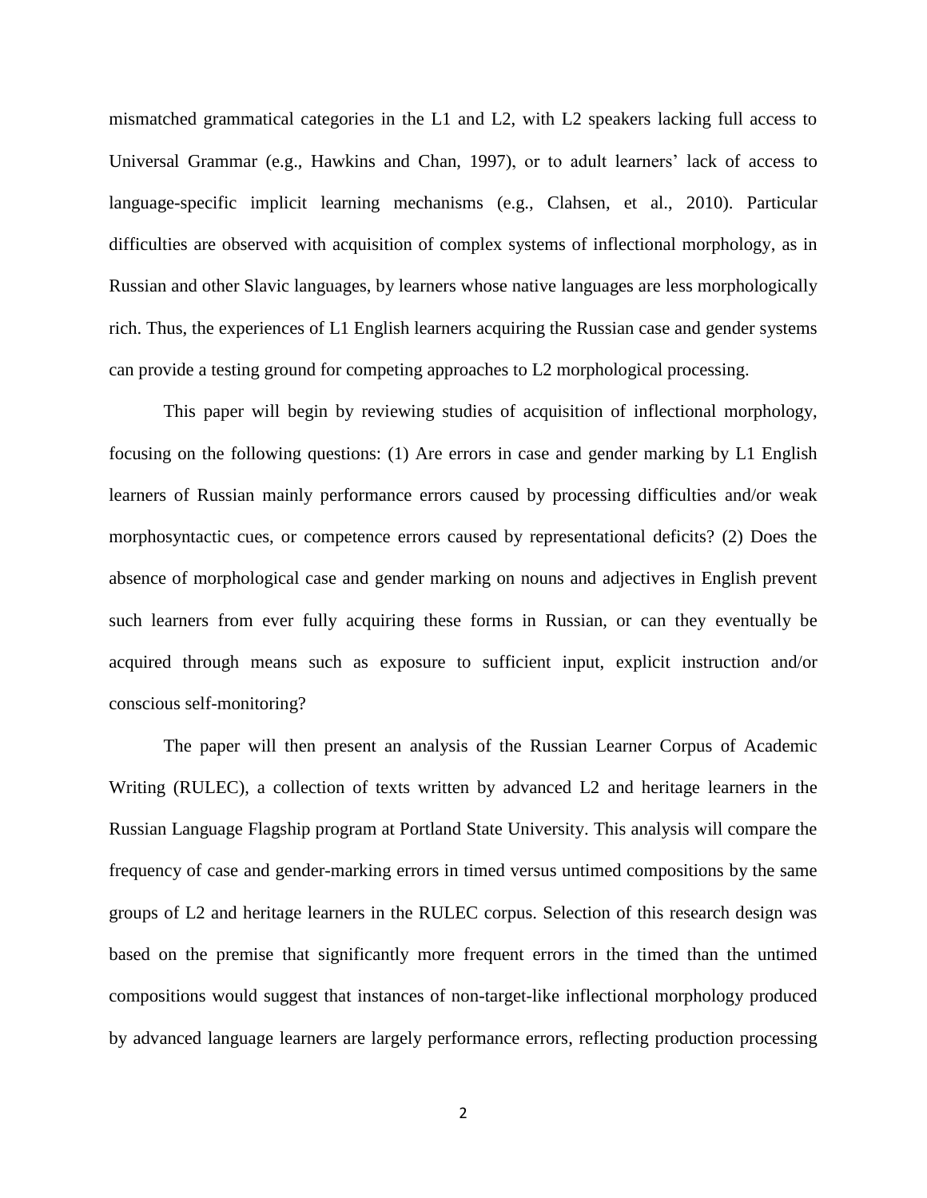mismatched grammatical categories in the L1 and L2, with L2 speakers lacking full access to Universal Grammar (e.g., Hawkins and Chan, 1997), or to adult learners' lack of access to language-specific implicit learning mechanisms (e.g., Clahsen, et al., 2010). Particular difficulties are observed with acquisition of complex systems of inflectional morphology, as in Russian and other Slavic languages, by learners whose native languages are less morphologically rich. Thus, the experiences of L1 English learners acquiring the Russian case and gender systems can provide a testing ground for competing approaches to L2 morphological processing.

This paper will begin by reviewing studies of acquisition of inflectional morphology, focusing on the following questions: (1) Are errors in case and gender marking by L1 English learners of Russian mainly performance errors caused by processing difficulties and/or weak morphosyntactic cues, or competence errors caused by representational deficits? (2) Does the absence of morphological case and gender marking on nouns and adjectives in English prevent such learners from ever fully acquiring these forms in Russian, or can they eventually be acquired through means such as exposure to sufficient input, explicit instruction and/or conscious self-monitoring?

The paper will then present an analysis of the Russian Learner Corpus of Academic Writing (RULEC), a collection of texts written by advanced L2 and heritage learners in the Russian Language Flagship program at Portland State University. This analysis will compare the frequency of case and gender-marking errors in timed versus untimed compositions by the same groups of L2 and heritage learners in the RULEC corpus. Selection of this research design was based on the premise that significantly more frequent errors in the timed than the untimed compositions would suggest that instances of non-target-like inflectional morphology produced by advanced language learners are largely performance errors, reflecting production processing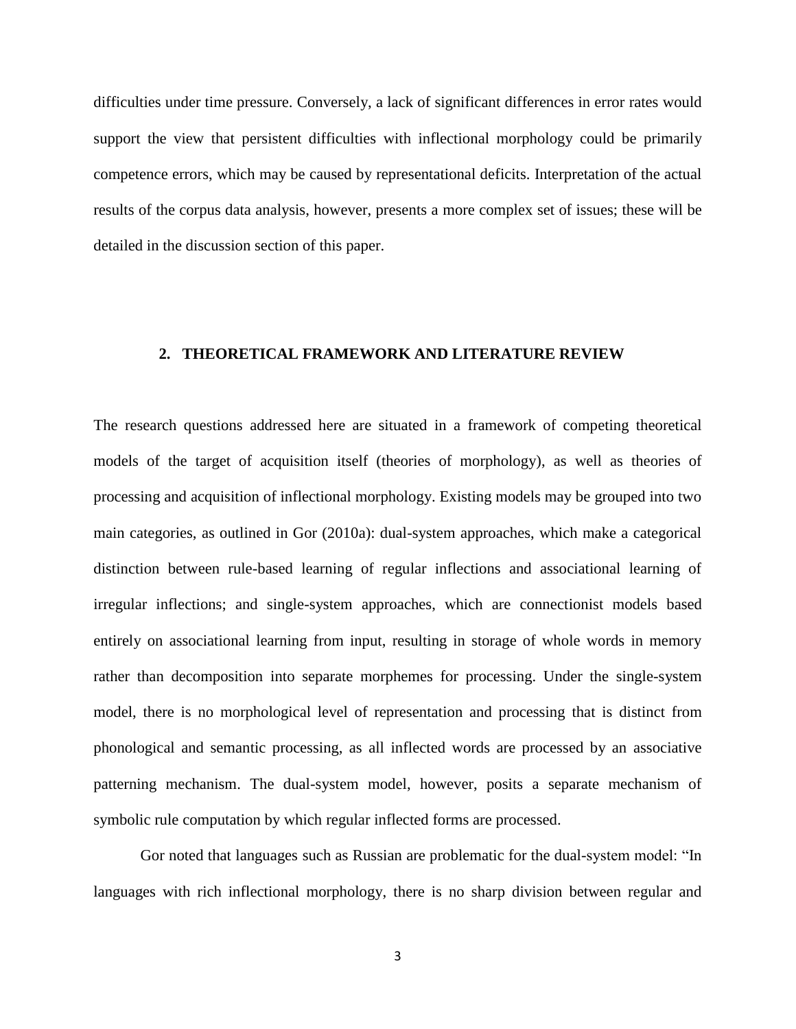difficulties under time pressure. Conversely, a lack of significant differences in error rates would support the view that persistent difficulties with inflectional morphology could be primarily competence errors, which may be caused by representational deficits. Interpretation of the actual results of the corpus data analysis, however, presents a more complex set of issues; these will be detailed in the discussion section of this paper.

## 2. THEORETICAL FRAMEWORK AND LITERATURE REVIEW

The research questions addressed here are situated in a framework of competing theoretical models of the target of acquisition itself (theories of morphology), as well as theories of processing and acquisition of inflectional morphology. Existing models may be grouped into two main categories, as outlined in Gor (2010a): dual-system approaches, which make a categorical distinction between rule-based learning of regular inflections and associational learning of irregular inflections; and single-system approaches, which are connectionist models based entirely on associational learning from input, resulting in storage of whole words in memory rather than decomposition into separate morphemes for processing. Under the single-system model, there is no morphological level of representation and processing that is distinct from phonological and semantic processing, as all inflected words are processed by an associative patterning mechanism. The dual-system model, however, posits a separate mechanism of symbolic rule computation by which regular inflected forms are processed.

Gor noted that languages such as Russian are problematic for the dual-system model: "In languages with rich inflectional morphology, there is no sharp division between regular and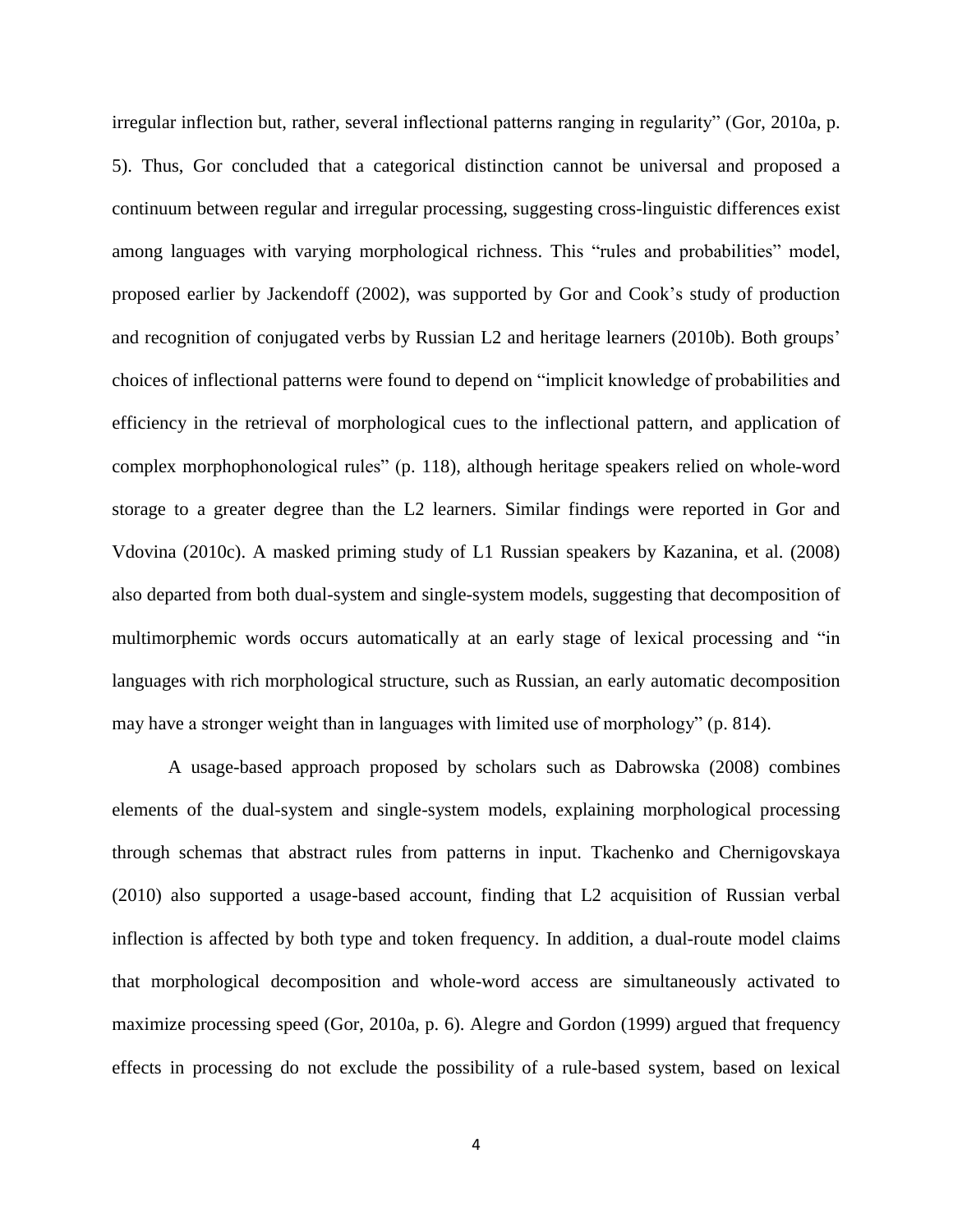irregular inflection but, rather, several inflectional patterns ranging in regularity" (Gor, 2010a, p. 5). Thus, Gor concluded that a categorical distinction cannot be universal and proposed a continuum between regular and irregular processing, suggesting cross-linguistic differences exist among languages with varying morphological richness. This "rules and probabilities" model, proposed earlier by Jackendoff (2002), was supported by Gor and Cook's study of production and recognition of conjugated verbs by Russian L2 and heritage learners (2010b). Both groups' choices of inflectional patterns were found to depend on "implicit knowledge of probabilities and efficiency in the retrieval of morphological cues to the inflectional pattern, and application of complex morphophonological rules" (p. 118), although heritage speakers relied on whole-word storage to a greater degree than the L2 learners. Similar findings were reported in Gor and Vdovina (2010c). A masked priming study of L1 Russian speakers by Kazanina, et al. (2008) also departed from both dual-system and single-system models, suggesting that decomposition of multimorphemic words occurs automatically at an early stage of lexical processing and "in languages with rich morphological structure, such as Russian, an early automatic decomposition may have a stronger weight than in languages with limited use of morphology" (p. 814).

A usage-based approach proposed by scholars such as Dabrowska (2008) combines elements of the dual-system and single-system models, explaining morphological processing through schemas that abstract rules from patterns in input. Tkachenko and Chernigovskaya (2010) also supported a usage-based account, finding that L2 acquisition of Russian verbal inflection is affected by both type and token frequency. In addition, a dual-route model claims that morphological decomposition and whole-word access are simultaneously activated to maximize processing speed (Gor, 2010a, p. 6). Alegre and Gordon (1999) argued that frequency effects in processing do not exclude the possibility of a rule-based system, based on lexical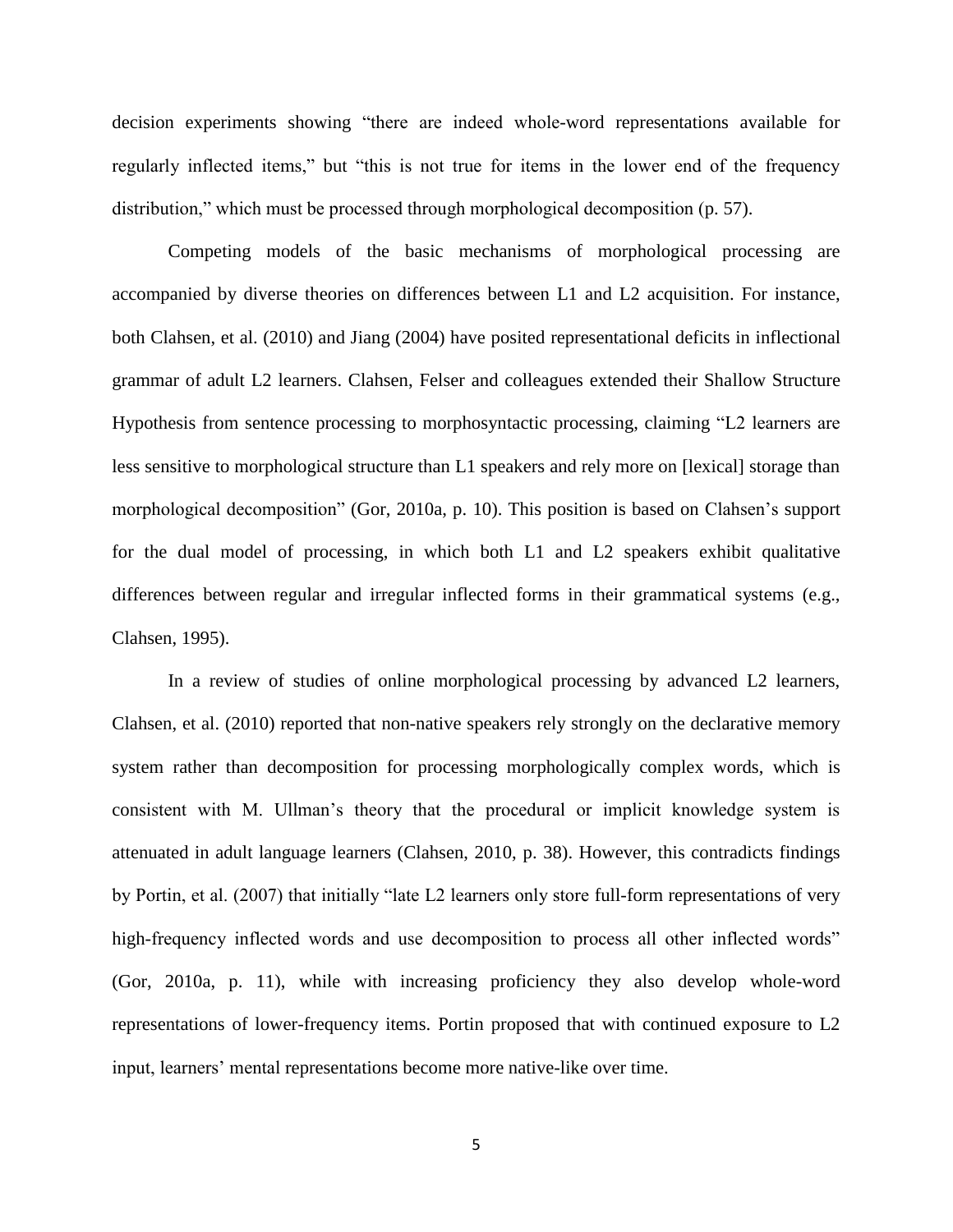decision experiments showing "there are indeed whole-word representations available for regularly inflected items," but "this is not true for items in the lower end of the frequency distribution," which must be processed through morphological decomposition (p. 57).

Competing models of the basic mechanisms of morphological processing are accompanied by diverse theories on differences between L1 and L2 acquisition. For instance, both Clahsen, et al. (2010) and Jiang (2004) have posited representational deficits in inflectional grammar of adult L2 learners. Clahsen, Felser and colleagues extended their Shallow Structure Hypothesis from sentence processing to morphosyntactic processing, claiming "L2 learners are less sensitive to morphological structure than L1 speakers and rely more on [lexical] storage than morphological decomposition" (Gor, 2010a, p. 10). This position is based on Clahsen's support for the dual model of processing, in which both L1 and L2 speakers exhibit qualitative differences between regular and irregular inflected forms in their grammatical systems (e.g., Clahsen, 1995).

In a review of studies of online morphological processing by advanced L2 learners, Clahsen, et al. (2010) reported that non-native speakers rely strongly on the declarative memory system rather than decomposition for processing morphologically complex words, which is consistent with M. Ullman's theory that the procedural or implicit knowledge system is attenuated in adult language learners (Clahsen, 2010, p. 38). However, this contradicts findings by Portin, et al. (2007) that initially "late L2 learners only store full-form representations of very high-frequency inflected words and use decomposition to process all other inflected words" (Gor, 2010a, p. 11), while with increasing proficiency they also develop whole-word representations of lower-frequency items. Portin proposed that with continued exposure to L2 input, learners' mental representations become more native-like over time.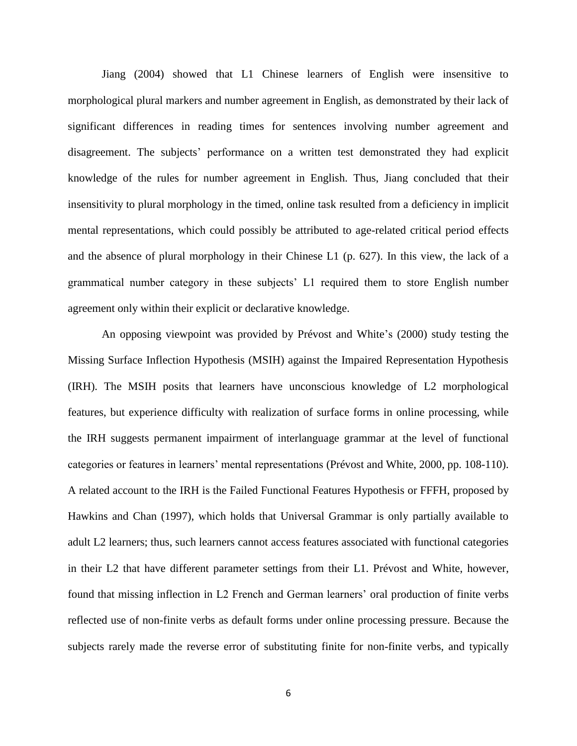Jiang (2004) showed that L1 Chinese learners of English were insensitive to morphological plural markers and number agreement in English, as demonstrated by their lack of significant differences in reading times for sentences involving number agreement and disagreement. The subjects' performance on a written test demonstrated they had explicit knowledge of the rules for number agreement in English. Thus, Jiang concluded that their insensitivity to plural morphology in the timed, online task resulted from a deficiency in implicit mental representations, which could possibly be attributed to age-related critical period effects and the absence of plural morphology in their Chinese L1 (p. 627). In this view, the lack of a grammatical number category in these subjects' L1 required them to store English number agreement only within their explicit or declarative knowledge.

An opposing viewpoint was provided by Prévost and White's (2000) study testing the Missing Surface Inflection Hypothesis (MSIH) against the Impaired Representation Hypothesis (IRH). The MSIH posits that learners have unconscious knowledge of L2 morphological features, but experience difficulty with realization of surface forms in online processing, while the IRH suggests permanent impairment of interlanguage grammar at the level of functional categories or features in learners' mental representations (Prévost and White, 2000, pp. 108-110). A related account to the IRH is the Failed Functional Features Hypothesis or FFFH, proposed by Hawkins and Chan (1997), which holds that Universal Grammar is only partially available to adult L2 learners; thus, such learners cannot access features associated with functional categories in their L2 that have different parameter settings from their L1. Prévost and White, however, found that missing inflection in L2 French and German learners' oral production of finite verbs reflected use of non-finite verbs as default forms under online processing pressure. Because the subjects rarely made the reverse error of substituting finite for non-finite verbs, and typically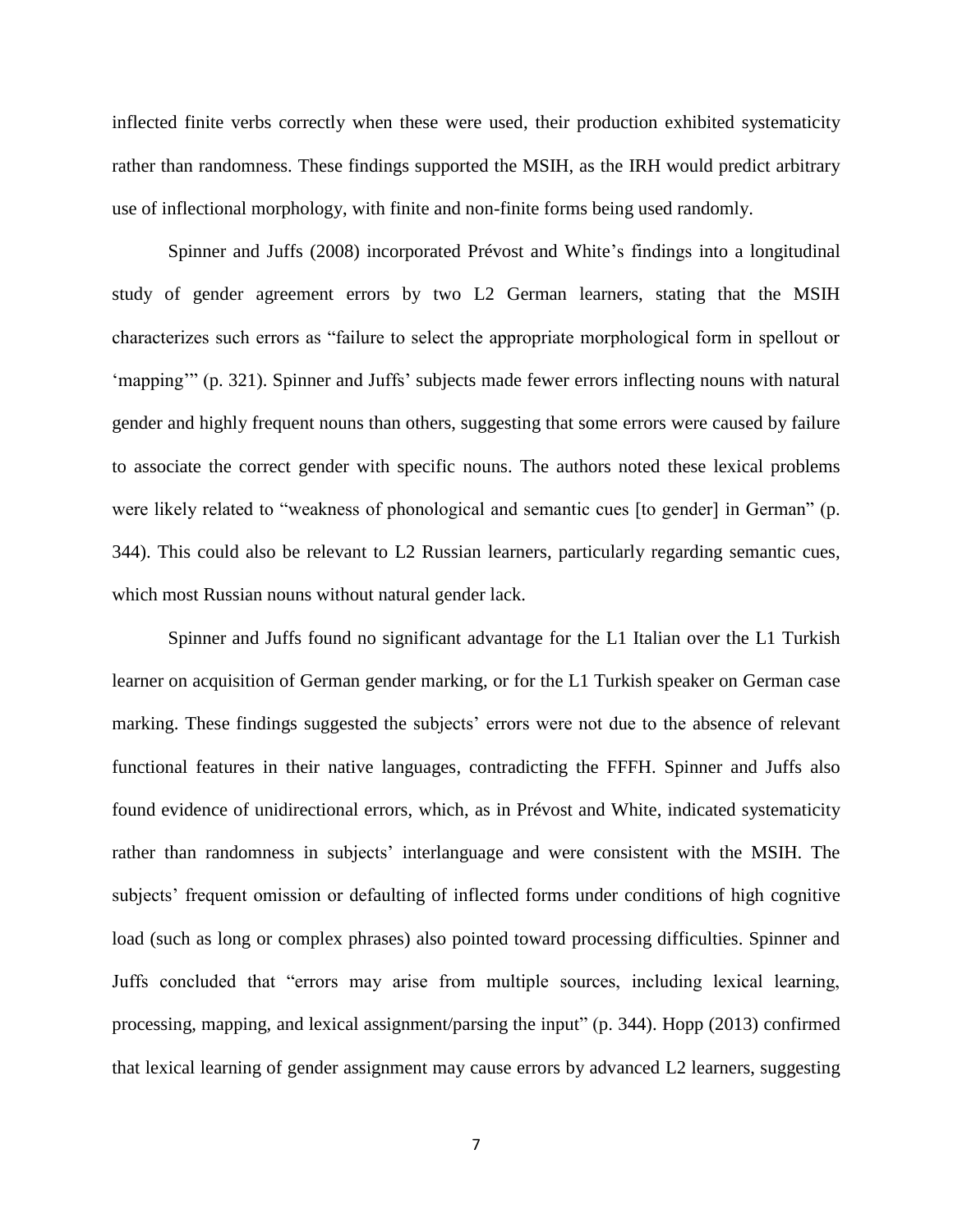inflected finite verbs correctly when these were used, their production exhibited systematicity rather than randomness. These findings supported the MSIH, as the IRH would predict arbitrary use of inflectional morphology, with finite and non-finite forms being used randomly.

Spinner and Juffs (2008) incorporated Prévost and White's findings into a longitudinal study of gender agreement errors by two L2 German learners, stating that the MSIH characterizes such errors as "failure to select the appropriate morphological form in spellout or 'mapping'" (p. 321). Spinner and Juffs' subjects made fewer errors inflecting nouns with natural gender and highly frequent nouns than others, suggesting that some errors were caused by failure to associate the correct gender with specific nouns. The authors noted these lexical problems were likely related to "weakness of phonological and semantic cues [to gender] in German" (p. 344). This could also be relevant to L2 Russian learners, particularly regarding semantic cues, which most Russian nouns without natural gender lack.

Spinner and Juffs found no significant advantage for the L1 Italian over the L1 Turkish learner on acquisition of German gender marking, or for the L1 Turkish speaker on German case marking. These findings suggested the subjects' errors were not due to the absence of relevant functional features in their native languages, contradicting the FFFH. Spinner and Juffs also found evidence of unidirectional errors, which, as in Prévost and White, indicated systematicity rather than randomness in subjects' interlanguage and were consistent with the MSIH. The subjects' frequent omission or defaulting of inflected forms under conditions of high cognitive load (such as long or complex phrases) also pointed toward processing difficulties. Spinner and Juffs concluded that "errors may arise from multiple sources, including lexical learning, processing, mapping, and lexical assignment/parsing the input" (p. 344). Hopp (2013) confirmed that lexical learning of gender assignment may cause errors by advanced L2 learners, suggesting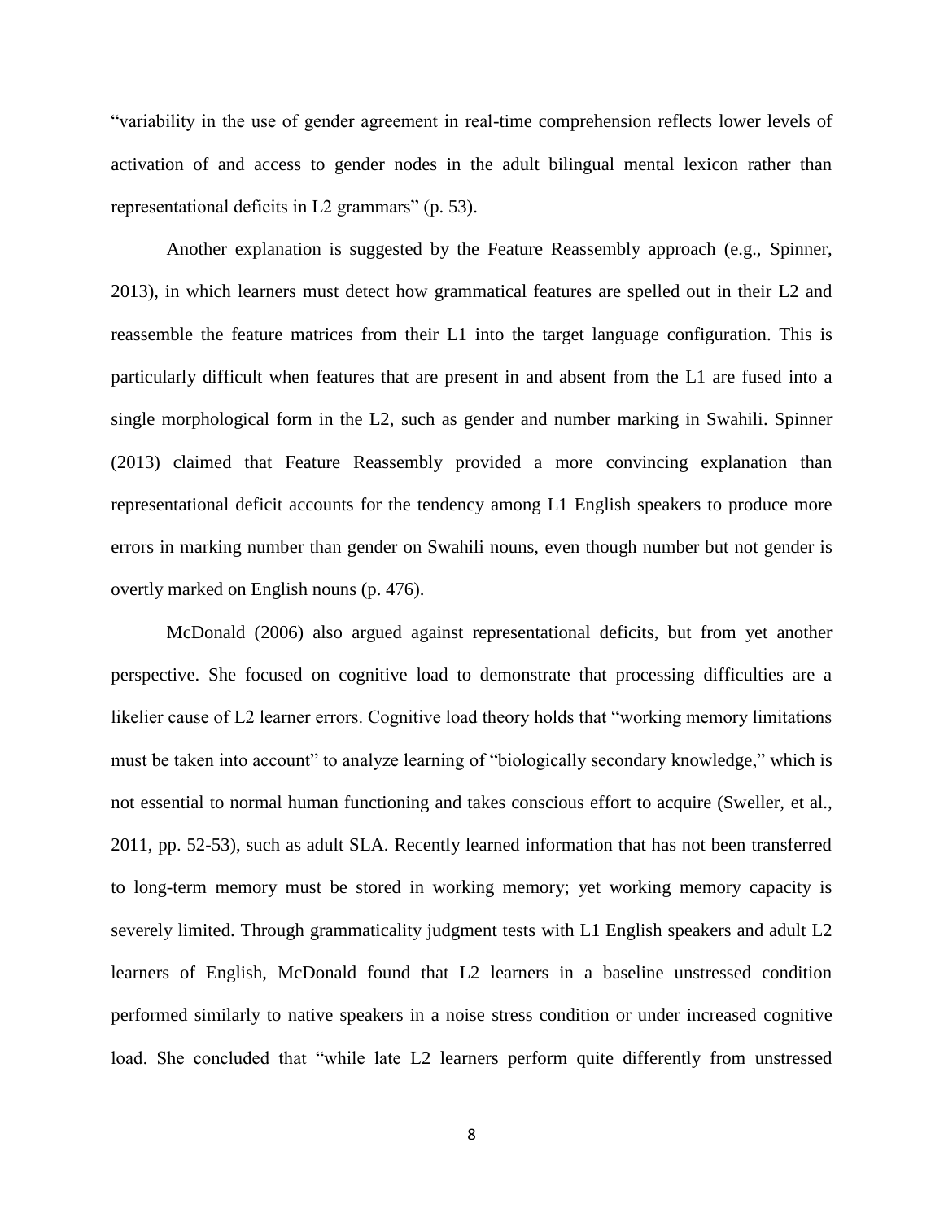"variability in the use of gender agreement in real-time comprehension reflects lower levels of activation of and access to gender nodes in the adult bilingual mental lexicon rather than representational deficits in L2 grammars" (p. 53).

Another explanation is suggested by the Feature Reassembly approach (e.g., Spinner, 2013), in which learners must detect how grammatical features are spelled out in their L2 and reassemble the feature matrices from their L1 into the target language configuration. This is particularly difficult when features that are present in and absent from the L1 are fused into a single morphological form in the L2, such as gender and number marking in Swahili. Spinner (2013) claimed that Feature Reassembly provided a more convincing explanation than representational deficit accounts for the tendency among L1 English speakers to produce more errors in marking number than gender on Swahili nouns, even though number but not gender is overtly marked on English nouns (p. 476).

McDonald (2006) also argued against representational deficits, but from yet another perspective. She focused on cognitive load to demonstrate that processing difficulties are a likelier cause of L2 learner errors. Cognitive load theory holds that "working memory limitations must be taken into account" to analyze learning of "biologically secondary knowledge," which is not essential to normal human functioning and takes conscious effort to acquire (Sweller, et al., 2011, pp. 52-53), such as adult SLA. Recently learned information that has not been transferred to long-term memory must be stored in working memory; yet working memory capacity is severely limited. Through grammaticality judgment tests with L1 English speakers and adult L2 learners of English, McDonald found that L2 learners in a baseline unstressed condition performed similarly to native speakers in a noise stress condition or under increased cognitive load. She concluded that "while late L2 learners perform quite differently from unstressed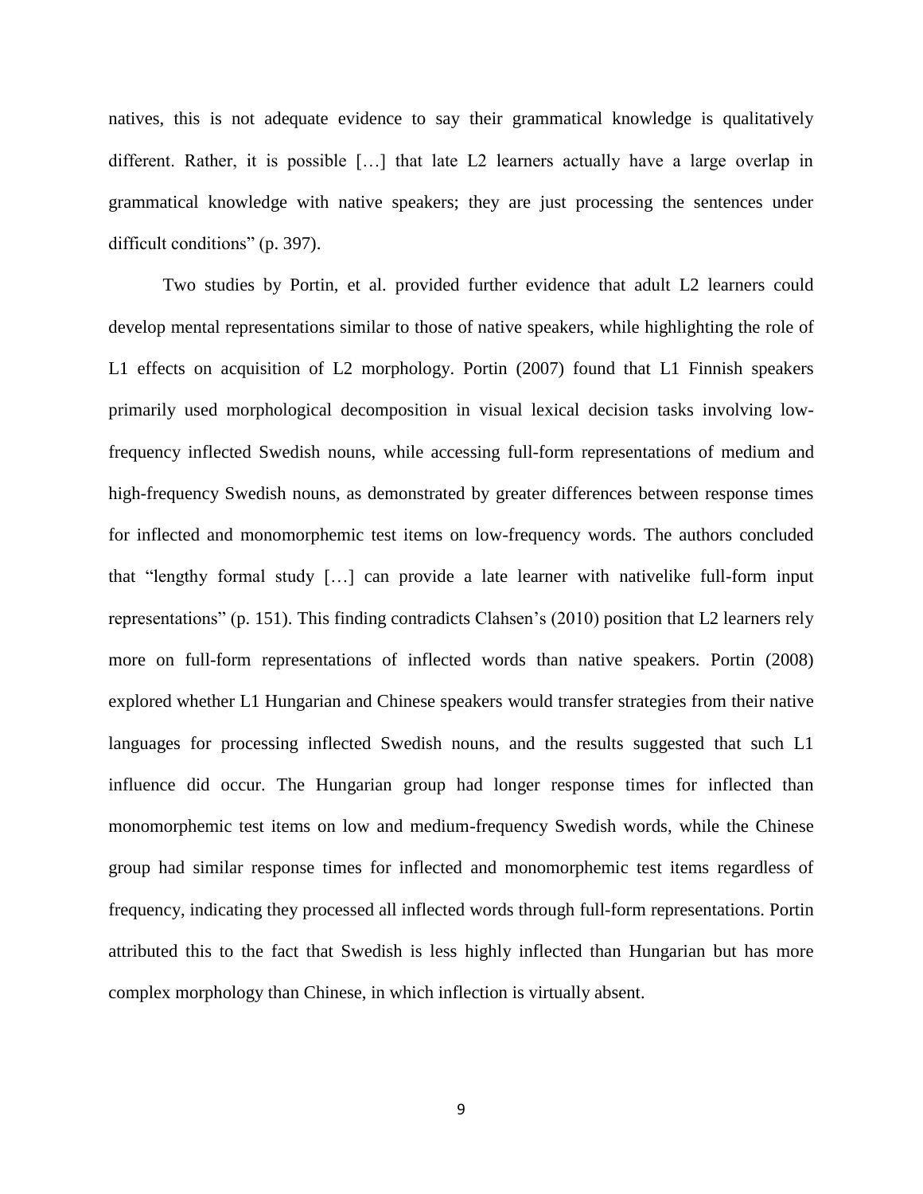natives, this is not adequate evidence to say their grammatical knowledge is qualitatively different. Rather, it is possible […] that late L2 learners actually have a large overlap in grammatical knowledge with native speakers; they are just processing the sentences under difficult conditions" (p. 397).

Two studies by Portin, et al. provided further evidence that adult L2 learners could develop mental representations similar to those of native speakers, while highlighting the role of L1 effects on acquisition of L2 morphology. Portin (2007) found that L1 Finnish speakers primarily used morphological decomposition in visual lexical decision tasks involving low-frequency inflected Swedish nouns, while accessing full-form representations of medium and high-frequency Swedish nouns, as demonstrated by greater differences between response times for inflected and monomorphemic test items on low-frequency words. The authors concluded that "lengthy formal study […] can provide a late learner with nativelike full-form input representations" (p. 151). This finding contradicts Clahsen's (2010) position that L2 learners rely more on full-form representations of inflected words than native speakers. Portin (2008) explored whether L1 Hungarian and Chinese speakers would transfer strategies from their native languages for processing inflected Swedish nouns, and the results suggested that such L1 influence did occur. The Hungarian group had longer response times for inflected than monomorphemic test items on low and medium-frequency Swedish words, while the Chinese group had similar response times for inflected and monomorphemic test items regardless of frequency, indicating they processed all inflected words through full-form representations. Portin attributed this to the fact that Swedish is less highly inflected than Hungarian but has more complex morphology than Chinese, in which inflection is virtually absent.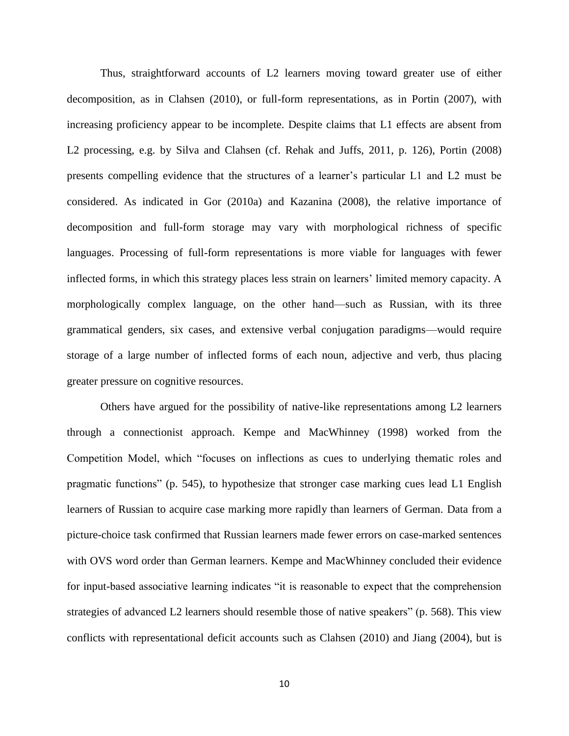Thus, straightforward accounts of L2 learners moving toward greater use of either decomposition, as in Clahsen (2010), or full-form representations, as in Portin (2007), with increasing proficiency appear to be incomplete. Despite claims that L1 effects are absent from L2 processing, e.g. by Silva and Clahsen (cf. Rehak and Juffs, 2011, p. 126), Portin (2008) presents compelling evidence that the structures of a learner's particular L1 and L2 must be considered. As indicated in Gor (2010a) and Kazanina (2008), the relative importance of decomposition and full-form storage may vary with morphological richness of specific languages. Processing of full-form representations is more viable for languages with fewer inflected forms, in which this strategy places less strain on learners' limited memory capacity. A morphologically complex language, on the other hand—such as Russian, with its three grammatical genders, six cases, and extensive verbal conjugation paradigms—would require storage of a large number of inflected forms of each noun, adjective and verb, thus placing greater pressure on cognitive resources.

Others have argued for the possibility of native-like representations among L2 learners through a connectionist approach. Kempe and MacWhinney (1998) worked from the Competition Model, which "focuses on inflections as cues to underlying thematic roles and pragmatic functions" (p. 545), to hypothesize that stronger case marking cues lead L1 English learners of Russian to acquire case marking more rapidly than learners of German. Data from a picture-choice task confirmed that Russian learners made fewer errors on case-marked sentences with OVS word order than German learners. Kempe and MacWhinney concluded their evidence for input-based associative learning indicates "it is reasonable to expect that the comprehension strategies of advanced L2 learners should resemble those of native speakers" (p. 568). This view conflicts with representational deficit accounts such as Clahsen (2010) and Jiang (2004), but is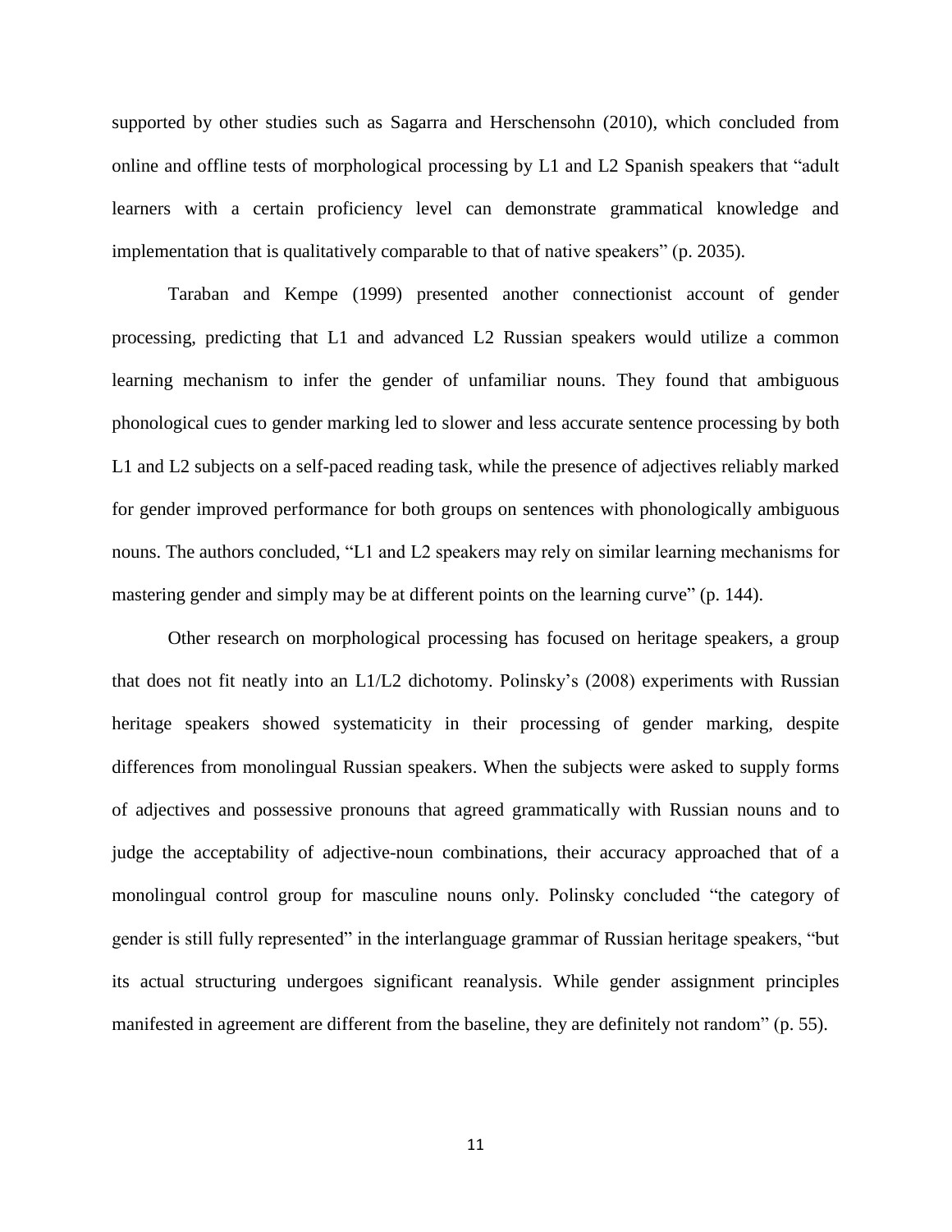supported by other studies such as Sagarra and Herschensohn (2010), which concluded from online and offline tests of morphological processing by L1 and L2 Spanish speakers that "adult learners with a certain proficiency level can demonstrate grammatical knowledge and implementation that is qualitatively comparable to that of native speakers" (p. 2035).

Taraban and Kempe (1999) presented another connectionist account of gender processing, predicting that L1 and advanced L2 Russian speakers would utilize a common learning mechanism to infer the gender of unfamiliar nouns. They found that ambiguous phonological cues to gender marking led to slower and less accurate sentence processing by both L1 and L2 subjects on a self-paced reading task, while the presence of adjectives reliably marked for gender improved performance for both groups on sentences with phonologically ambiguous nouns. The authors concluded, "L1 and L2 speakers may rely on similar learning mechanisms for mastering gender and simply may be at different points on the learning curve" (p. 144).

Other research on morphological processing has focused on heritage speakers, a group that does not fit neatly into an L1/L2 dichotomy. Polinsky's (2008) experiments with Russian heritage speakers showed systematicity in their processing of gender marking, despite differences from monolingual Russian speakers. When the subjects were asked to supply forms of adjectives and possessive pronouns that agreed grammatically with Russian nouns and to judge the acceptability of adjective-noun combinations, their accuracy approached that of a monolingual control group for masculine nouns only. Polinsky concluded "the category of gender is still fully represented" in the interlanguage grammar of Russian heritage speakers, "but its actual structuring undergoes significant reanalysis. While gender assignment principles manifested in agreement are different from the baseline, they are definitely not random" (p. 55).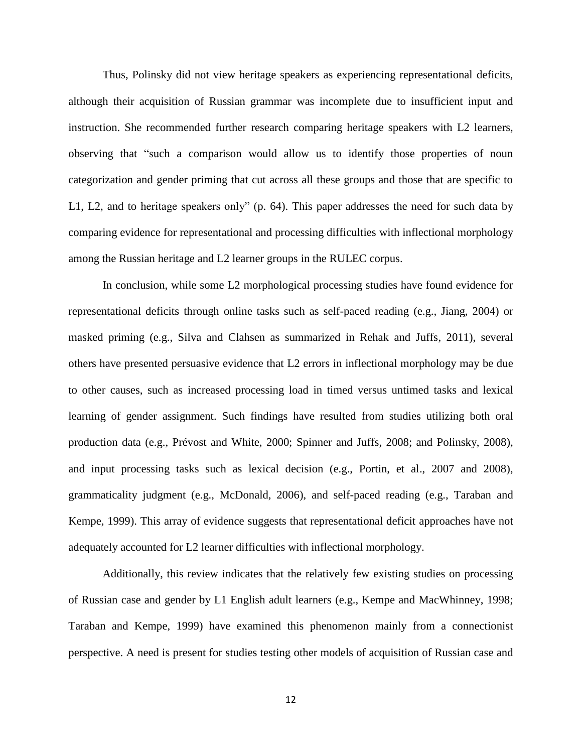Thus, Polinsky did not view heritage speakers as experiencing representational deficits, although their acquisition of Russian grammar was incomplete due to insufficient input and instruction. She recommended further research comparing heritage speakers with L2 learners, observing that "such a comparison would allow us to identify those properties of noun categorization and gender priming that cut across all these groups and those that are specific to L1, L2, and to heritage speakers only" (p. 64). This paper addresses the need for such data by comparing evidence for representational and processing difficulties with inflectional morphology among the Russian heritage and L2 learner groups in the RULEC corpus.

In conclusion, while some L2 morphological processing studies have found evidence for representational deficits through online tasks such as self-paced reading (e.g., Jiang, 2004) or masked priming (e.g., Silva and Clahsen as summarized in Rehak and Juffs, 2011), several others have presented persuasive evidence that L2 errors in inflectional morphology may be due to other causes, such as increased processing load in timed versus untimed tasks and lexical learning of gender assignment. Such findings have resulted from studies utilizing both oral production data (e.g., Prévost and White, 2000; Spinner and Juffs, 2008; and Polinsky, 2008), and input processing tasks such as lexical decision (e.g., Portin, et al., 2007 and 2008), grammaticality judgment (e.g., McDonald, 2006), and self-paced reading (e.g., Taraban and Kempe, 1999). This array of evidence suggests that representational deficit approaches have not adequately accounted for L2 learner difficulties with inflectional morphology.

Additionally, this review indicates that the relatively few existing studies on processing of Russian case and gender by L1 English adult learners (e.g., Kempe and MacWhinney, 1998; Taraban and Kempe, 1999) have examined this phenomenon mainly from a connectionist perspective. A need is present for studies testing other models of acquisition of Russian case and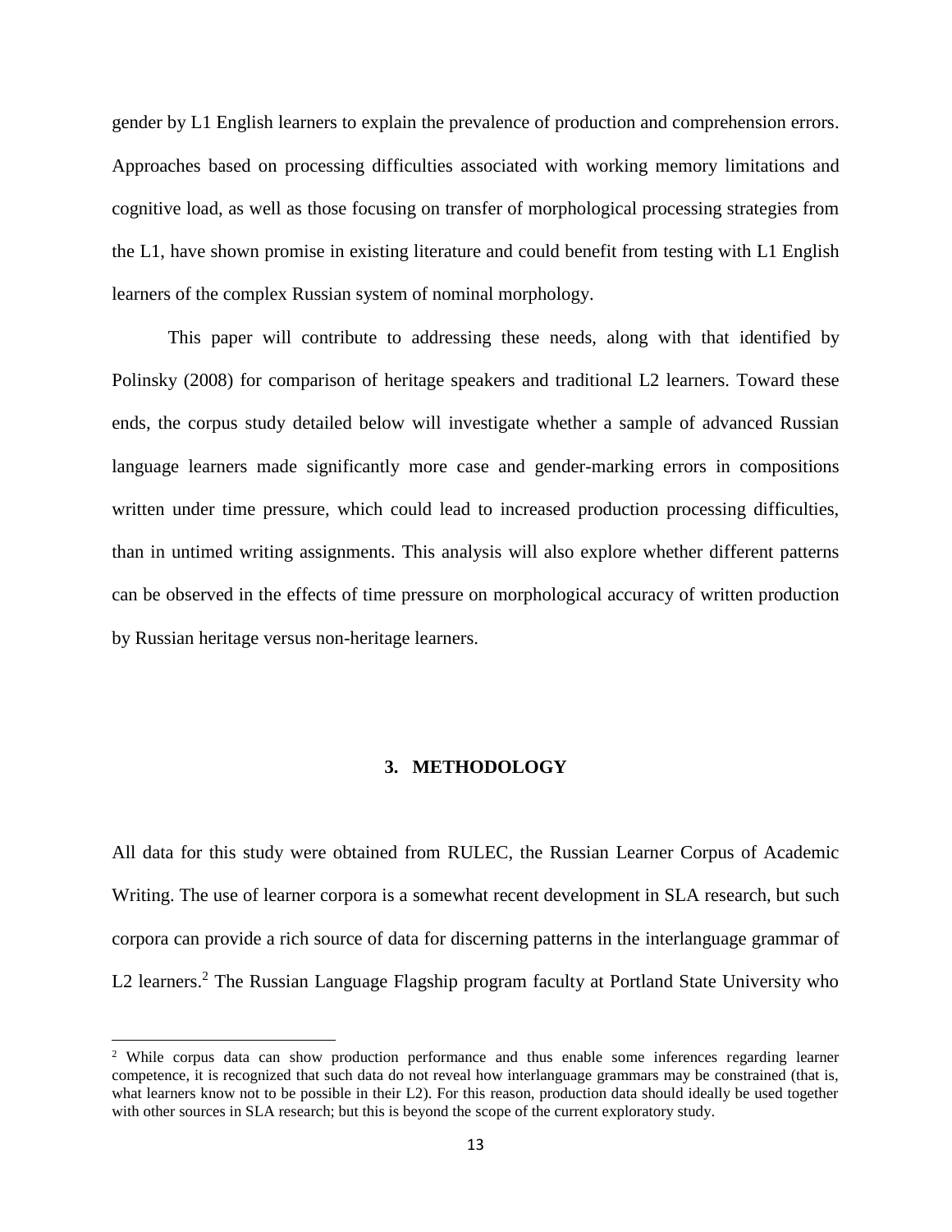gender by L1 English learners to explain the prevalence of production and comprehension errors. Approaches based on processing difficulties associated with working memory limitations and cognitive load, as well as those focusing on transfer of morphological processing strategies from the L1, have shown promise in existing literature and could benefit from testing with L1 English learners of the complex Russian system of nominal morphology.

This paper will contribute to addressing these needs, along with that identified by Polinsky (2008) for comparison of heritage speakers and traditional L2 learners. Toward these ends, the corpus study detailed below will investigate whether a sample of advanced Russian language learners made significantly more case and gender-marking errors in compositions written under time pressure, which could lead to increased production processing difficulties, than in untimed writing assignments. This analysis will also explore whether different patterns can be observed in the effects of time pressure on morphological accuracy of written production by Russian heritage versus non-heritage learners.

## 3. METHODOLOGY

All data for this study were obtained from RULEC, the Russian Learner Corpus of Academic Writing. The use of learner corpora is a somewhat recent development in SLA research, but such corpora can provide a rich source of data for discerning patterns in the interlanguage grammar of L2 learners.[2] The Russian Language Flagship program faculty at Portland State University who

[2] While corpus data can show production performance and thus enable some inferences regarding learner competence, it is recognized that such data do not reveal how interlanguage grammars may be constrained (that is, what learners know not to be possible in their L2). For this reason, production data should ideally be used together with other sources in SLA research; but this is beyond the scope of the current exploratory study.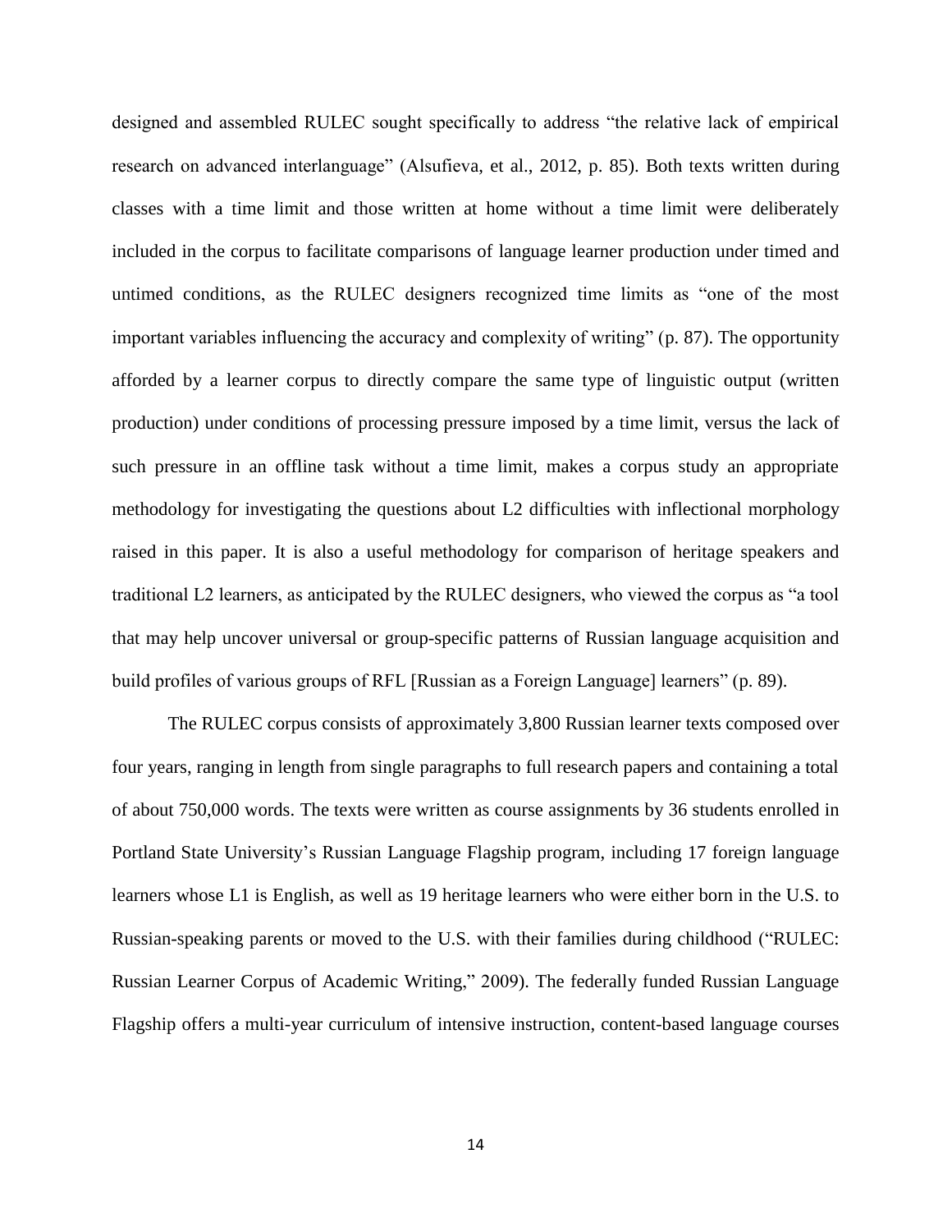designed and assembled RULEC sought specifically to address "the relative lack of empirical research on advanced interlanguage" (Alsufieva, et al., 2012, p. 85). Both texts written during classes with a time limit and those written at home without a time limit were deliberately included in the corpus to facilitate comparisons of language learner production under timed and untimed conditions, as the RULEC designers recognized time limits as "one of the most important variables influencing the accuracy and complexity of writing" (p. 87). The opportunity afforded by a learner corpus to directly compare the same type of linguistic output (written production) under conditions of processing pressure imposed by a time limit, versus the lack of such pressure in an offline task without a time limit, makes a corpus study an appropriate methodology for investigating the questions about L2 difficulties with inflectional morphology raised in this paper. It is also a useful methodology for comparison of heritage speakers and traditional L2 learners, as anticipated by the RULEC designers, who viewed the corpus as "a tool that may help uncover universal or group-specific patterns of Russian language acquisition and build profiles of various groups of RFL [Russian as a Foreign Language] learners" (p. 89).

The RULEC corpus consists of approximately 3,800 Russian learner texts composed over four years, ranging in length from single paragraphs to full research papers and containing a total of about 750,000 words. The texts were written as course assignments by 36 students enrolled in Portland State University's Russian Language Flagship program, including 17 foreign language learners whose L1 is English, as well as 19 heritage learners who were either born in the U.S. to Russian-speaking parents or moved to the U.S. with their families during childhood ("RULEC: Russian Learner Corpus of Academic Writing," 2009). The federally funded Russian Language Flagship offers a multi-year curriculum of intensive instruction, content-based language courses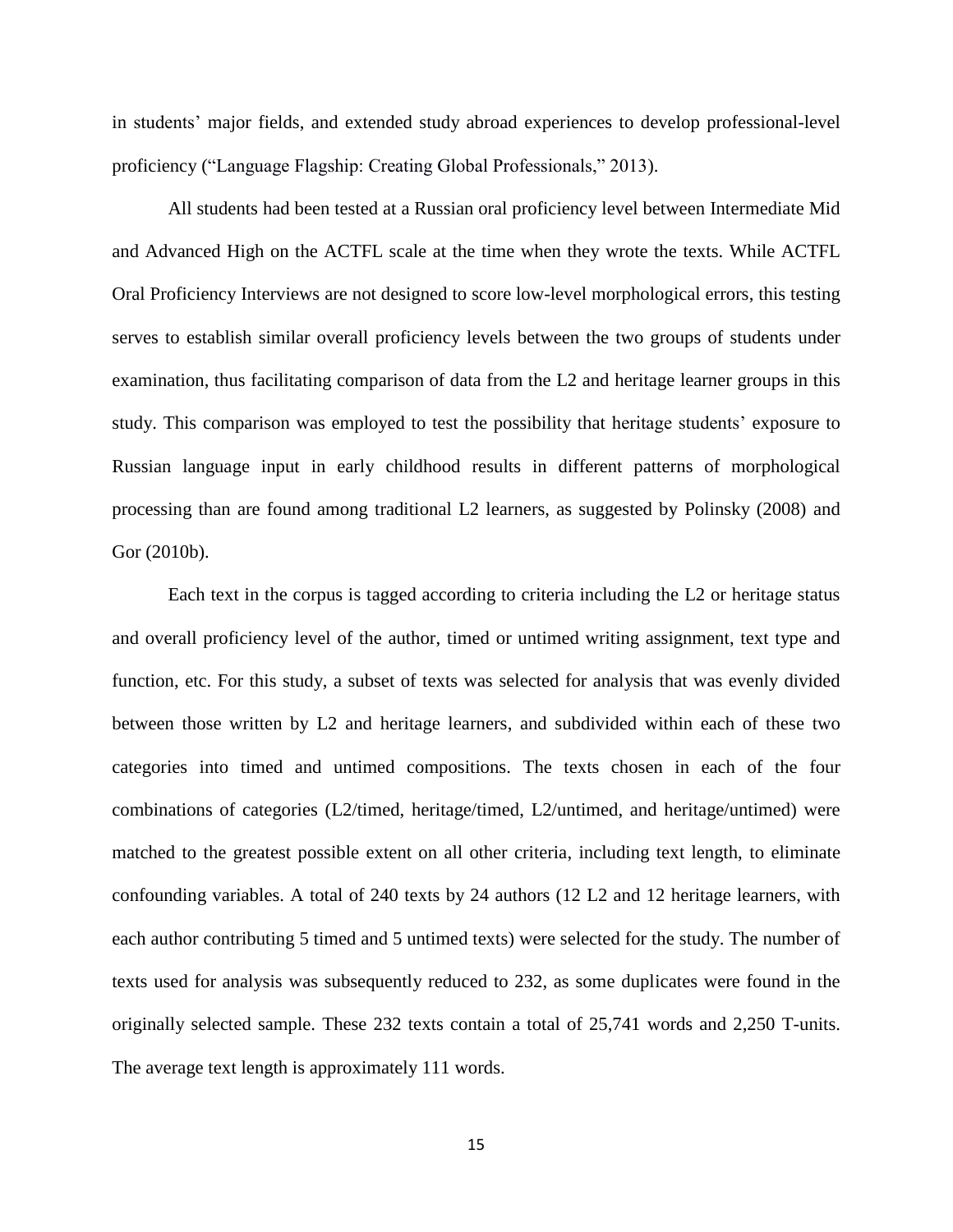in students' major fields, and extended study abroad experiences to develop professional-level proficiency ("Language Flagship: Creating Global Professionals," 2013).

All students had been tested at a Russian oral proficiency level between Intermediate Mid and Advanced High on the ACTFL scale at the time when they wrote the texts. While ACTFL Oral Proficiency Interviews are not designed to score low-level morphological errors, this testing serves to establish similar overall proficiency levels between the two groups of students under examination, thus facilitating comparison of data from the L2 and heritage learner groups in this study. This comparison was employed to test the possibility that heritage students' exposure to Russian language input in early childhood results in different patterns of morphological processing than are found among traditional L2 learners, as suggested by Polinsky (2008) and Gor (2010b).

Each text in the corpus is tagged according to criteria including the L2 or heritage status and overall proficiency level of the author, timed or untimed writing assignment, text type and function, etc. For this study, a subset of texts was selected for analysis that was evenly divided between those written by L2 and heritage learners, and subdivided within each of these two categories into timed and untimed compositions. The texts chosen in each of the four combinations of categories (L2/timed, heritage/timed, L2/untimed, and heritage/untimed) were matched to the greatest possible extent on all other criteria, including text length, to eliminate confounding variables. A total of 240 texts by 24 authors (12 L2 and 12 heritage learners, with each author contributing 5 timed and 5 untimed texts) were selected for the study. The number of texts used for analysis was subsequently reduced to 232, as some duplicates were found in the originally selected sample. These 232 texts contain a total of 25,741 words and 2,250 T-units. The average text length is approximately 111 words.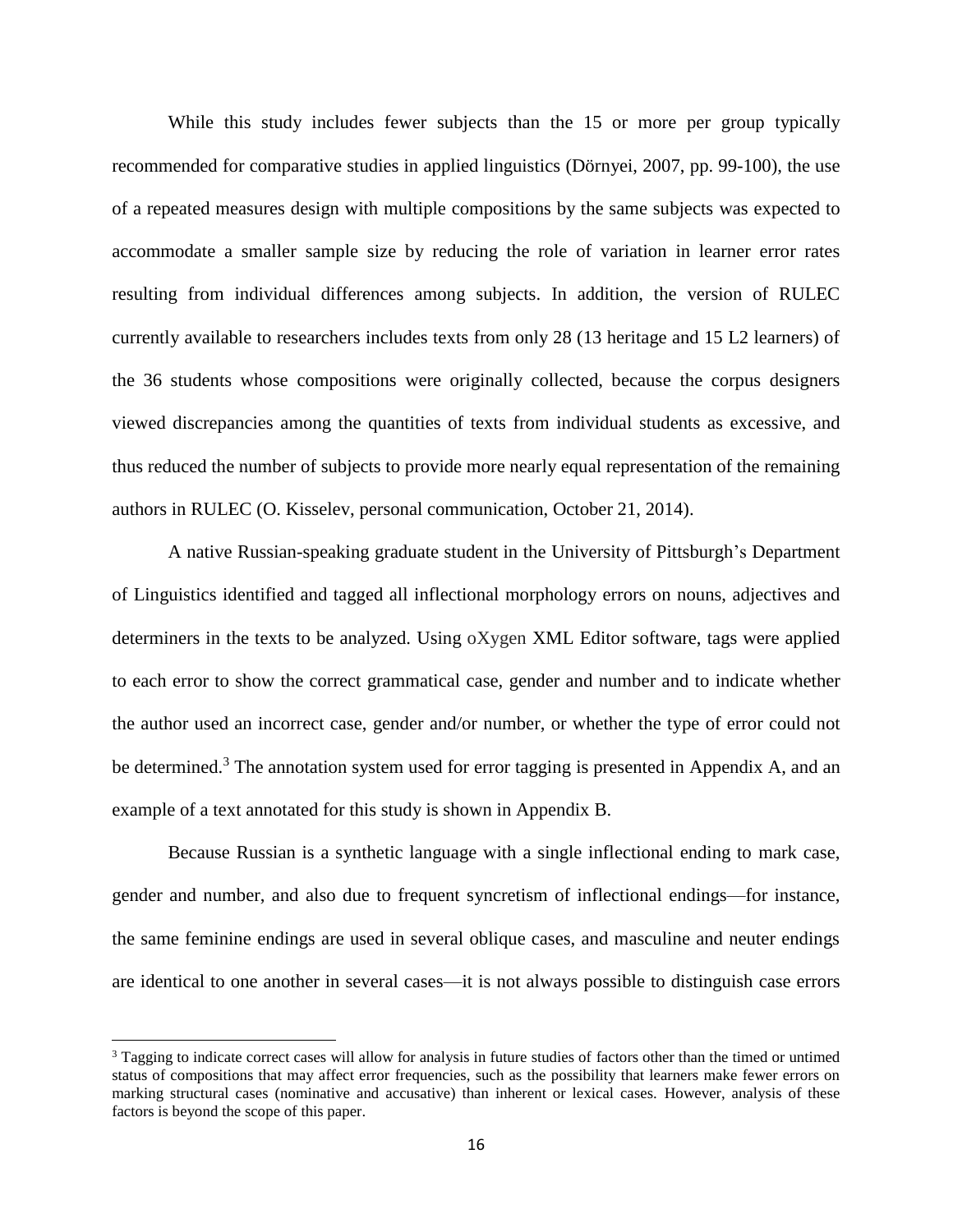While this study includes fewer subjects than the 15 or more per group typically recommended for comparative studies in applied linguistics (Dörnyei, 2007, pp. 99-100), the use of a repeated measures design with multiple compositions by the same subjects was expected to accommodate a smaller sample size by reducing the role of variation in learner error rates resulting from individual differences among subjects. In addition, the version of RULEC currently available to researchers includes texts from only 28 (13 heritage and 15 L2 learners) of the 36 students whose compositions were originally collected, because the corpus designers viewed discrepancies among the quantities of texts from individual students as excessive, and thus reduced the number of subjects to provide more nearly equal representation of the remaining authors in RULEC (O. Kisselev, personal communication, October 21, 2014).

A native Russian-speaking graduate student in the University of Pittsburgh's Department of Linguistics identified and tagged all inflectional morphology errors on nouns, adjectives and determiners in the texts to be analyzed. Using oXygen XML Editor software, tags were applied to each error to show the correct grammatical case, gender and number and to indicate whether the author used an incorrect case, gender and/or number, or whether the type of error could not be determined.[3] The annotation system used for error tagging is presented in Appendix A, and an example of a text annotated for this study is shown in Appendix B.

Because Russian is a synthetic language with a single inflectional ending to mark case, gender and number, and also due to frequent syncretism of inflectional endings—for instance, the same feminine endings are used in several oblique cases, and masculine and neuter endings are identical to one another in several cases—it is not always possible to distinguish case errors

[3] Tagging to indicate correct cases will allow for analysis in future studies of factors other than the timed or untimed status of compositions that may affect error frequencies, such as the possibility that learners make fewer errors on marking structural cases (nominative and accusative) than inherent or lexical cases. However, analysis of these factors is beyond the scope of this paper.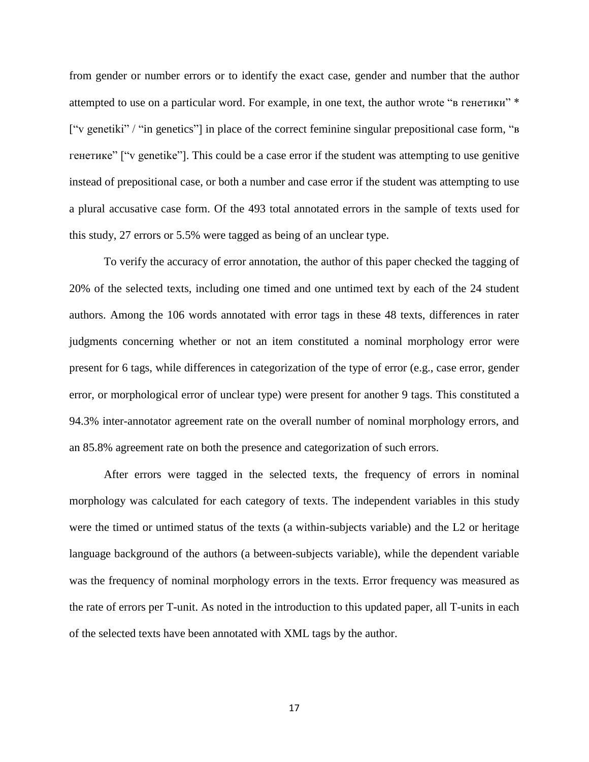from gender or number errors or to identify the exact case, gender and number that the author attempted to use on a particular word. For example, in one text, the author wrote “в генетики” * [“v genetiki” / “in genetics”] in place of the correct feminine singular prepositional case form, “в генетике” [“v genetike”]. This could be a case error if the student was attempting to use genitive instead of prepositional case, or both a number and case error if the student was attempting to use a plural accusative case form. Of the 493 total annotated errors in the sample of texts used for this study, 27 errors or 5.5% were tagged as being of an unclear type.

To verify the accuracy of error annotation, the author of this paper checked the tagging of 20% of the selected texts, including one timed and one untimed text by each of the 24 student authors. Among the 106 words annotated with error tags in these 48 texts, differences in rater judgments concerning whether or not an item constituted a nominal morphology error were present for 6 tags, while differences in categorization of the type of error (e.g., case error, gender error, or morphological error of unclear type) were present for another 9 tags. This constituted a 94.3% inter-annotator agreement rate on the overall number of nominal morphology errors, and an 85.8% agreement rate on both the presence and categorization of such errors.

After errors were tagged in the selected texts, the frequency of errors in nominal morphology was calculated for each category of texts. The independent variables in this study were the timed or untimed status of the texts (a within-subjects variable) and the L2 or heritage language background of the authors (a between-subjects variable), while the dependent variable was the frequency of nominal morphology errors in the texts. Error frequency was measured as the rate of errors per T-unit. As noted in the introduction to this updated paper, all T-units in each of the selected texts have been annotated with XML tags by the author.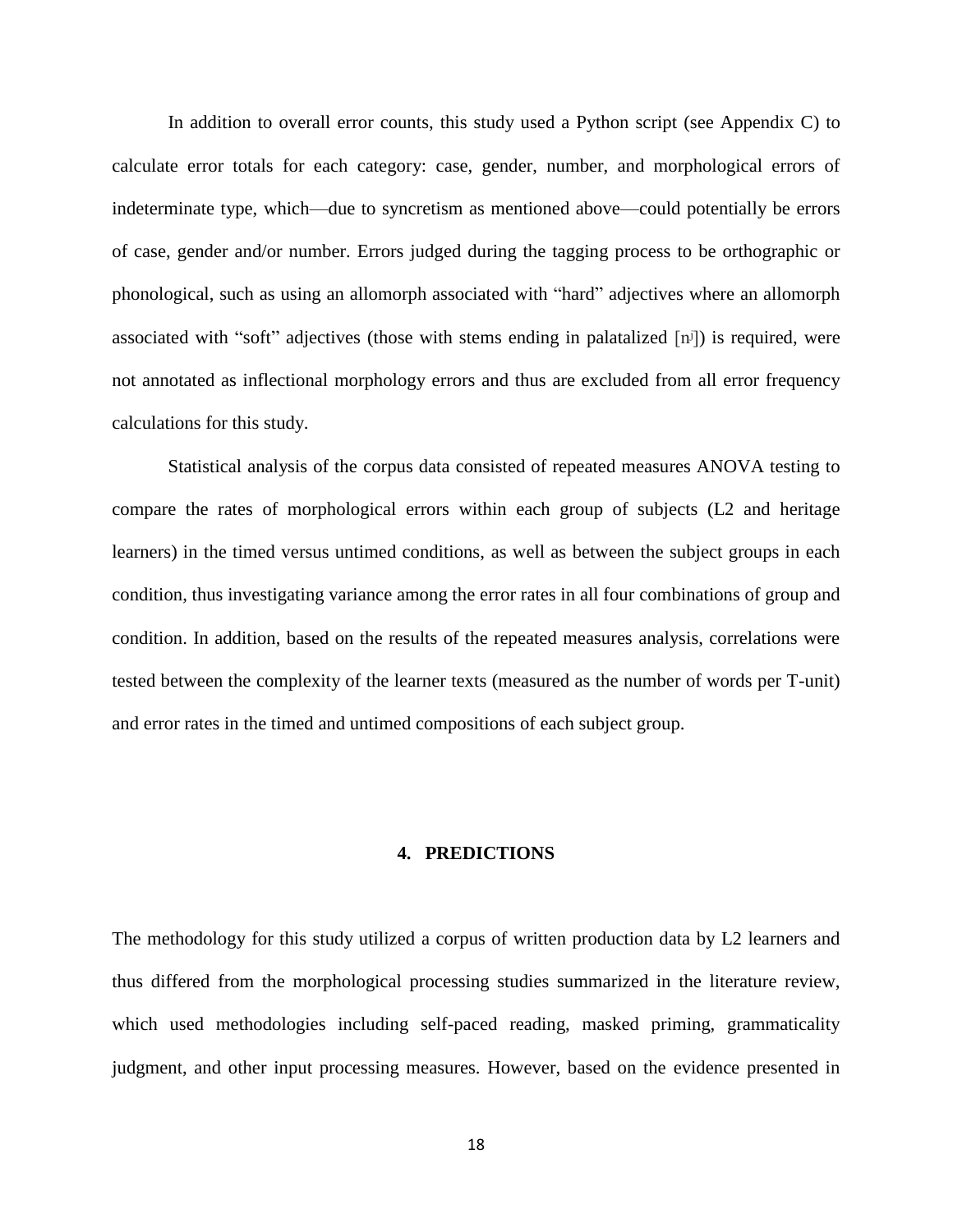In addition to overall error counts, this study used a Python script (see Appendix C) to calculate error totals for each category: case, gender, number, and morphological errors of indeterminate type, which—due to syncretism as mentioned above—could potentially be errors of case, gender and/or number. Errors judged during the tagging process to be orthographic or phonological, such as using an allomorph associated with "hard" adjectives where an allomorph associated with "soft" adjectives (those with stems ending in palatalized [n$^j$]) is required, were not annotated as inflectional morphology errors and thus are excluded from all error frequency calculations for this study.

Statistical analysis of the corpus data consisted of repeated measures ANOVA testing to compare the rates of morphological errors within each group of subjects (L2 and heritage learners) in the timed versus untimed conditions, as well as between the subject groups in each condition, thus investigating variance among the error rates in all four combinations of group and condition. In addition, based on the results of the repeated measures analysis, correlations were tested between the complexity of the learner texts (measured as the number of words per T-unit) and error rates in the timed and untimed compositions of each subject group.

## 4. PREDICTIONS

The methodology for this study utilized a corpus of written production data by L2 learners and thus differed from the morphological processing studies summarized in the literature review, which used methodologies including self-paced reading, masked priming, grammaticality judgment, and other input processing measures. However, based on the evidence presented in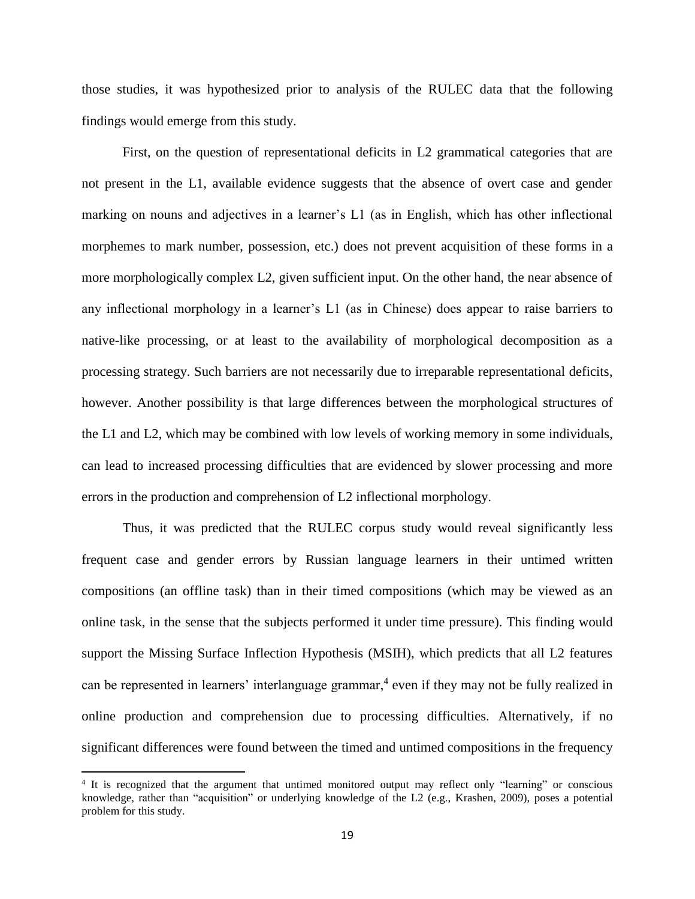those studies, it was hypothesized prior to analysis of the RULEC data that the following findings would emerge from this study.

First, on the question of representational deficits in L2 grammatical categories that are not present in the L1, available evidence suggests that the absence of overt case and gender marking on nouns and adjectives in a learner's L1 (as in English, which has other inflectional morphemes to mark number, possession, etc.) does not prevent acquisition of these forms in a more morphologically complex L2, given sufficient input. On the other hand, the near absence of any inflectional morphology in a learner's L1 (as in Chinese) does appear to raise barriers to native-like processing, or at least to the availability of morphological decomposition as a processing strategy. Such barriers are not necessarily due to irreparable representational deficits, however. Another possibility is that large differences between the morphological structures of the L1 and L2, which may be combined with low levels of working memory in some individuals, can lead to increased processing difficulties that are evidenced by slower processing and more errors in the production and comprehension of L2 inflectional morphology.

Thus, it was predicted that the RULEC corpus study would reveal significantly less frequent case and gender errors by Russian language learners in their untimed written compositions (an offline task) than in their timed compositions (which may be viewed as an online task, in the sense that the subjects performed it under time pressure). This finding would support the Missing Surface Inflection Hypothesis (MSIH), which predicts that all L2 features can be represented in learners' interlanguage grammar,[4] even if they may not be fully realized in online production and comprehension due to processing difficulties. Alternatively, if no significant differences were found between the timed and untimed compositions in the frequency

[4] It is recognized that the argument that untimed monitored output may reflect only "learning" or conscious knowledge, rather than "acquisition" or underlying knowledge of the L2 (e.g., Krashen, 2009), poses a potential problem for this study.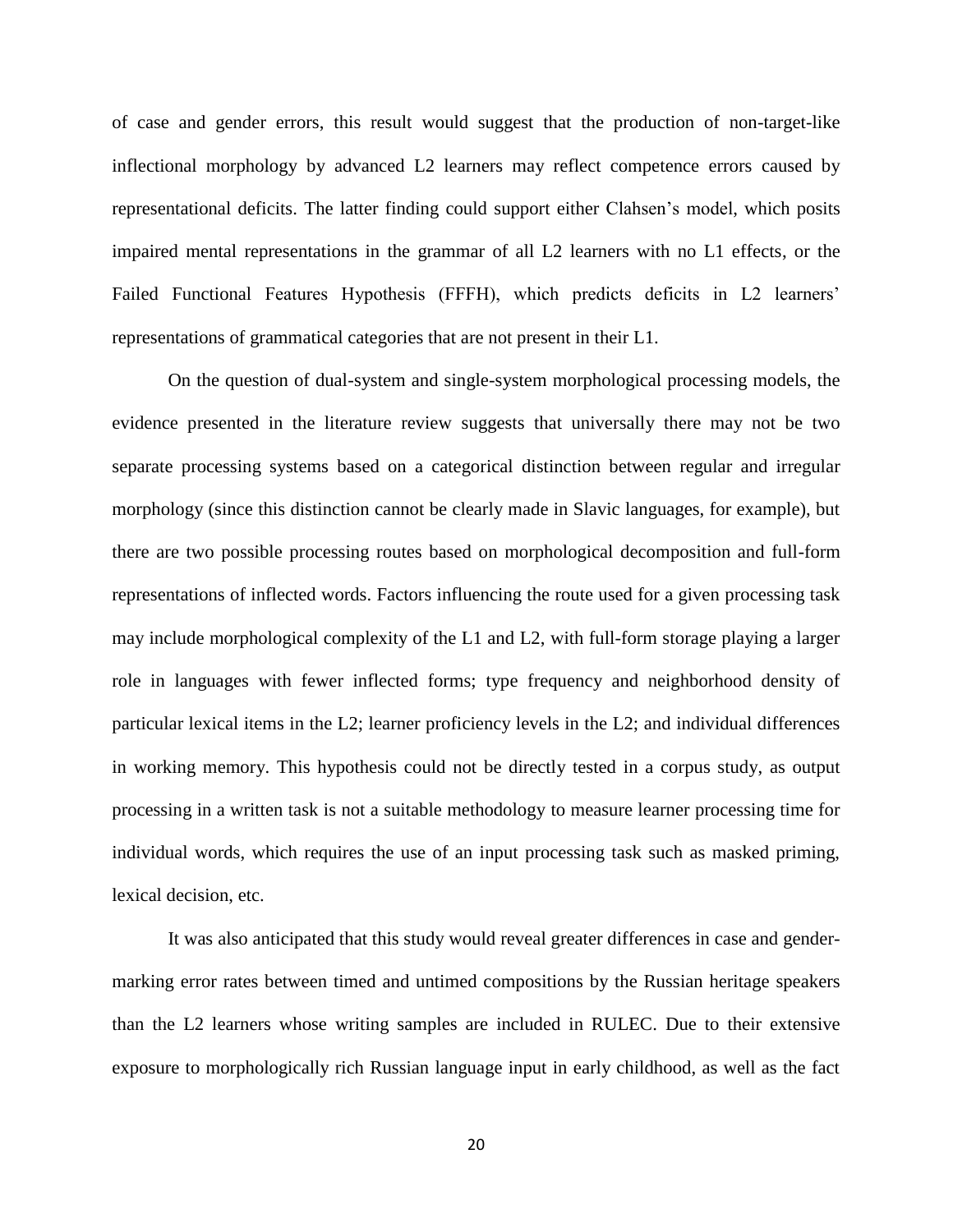of case and gender errors, this result would suggest that the production of non-target-like inflectional morphology by advanced L2 learners may reflect competence errors caused by representational deficits. The latter finding could support either Clahsen's model, which posits impaired mental representations in the grammar of all L2 learners with no L1 effects, or the Failed Functional Features Hypothesis (FFFH), which predicts deficits in L2 learners' representations of grammatical categories that are not present in their L1.

On the question of dual-system and single-system morphological processing models, the evidence presented in the literature review suggests that universally there may not be two separate processing systems based on a categorical distinction between regular and irregular morphology (since this distinction cannot be clearly made in Slavic languages, for example), but there are two possible processing routes based on morphological decomposition and full-form representations of inflected words. Factors influencing the route used for a given processing task may include morphological complexity of the L1 and L2, with full-form storage playing a larger role in languages with fewer inflected forms; type frequency and neighborhood density of particular lexical items in the L2; learner proficiency levels in the L2; and individual differences in working memory. This hypothesis could not be directly tested in a corpus study, as output processing in a written task is not a suitable methodology to measure learner processing time for individual words, which requires the use of an input processing task such as masked priming, lexical decision, etc.

It was also anticipated that this study would reveal greater differences in case and gender-marking error rates between timed and untimed compositions by the Russian heritage speakers than the L2 learners whose writing samples are included in RULEC. Due to their extensive exposure to morphologically rich Russian language input in early childhood, as well as the fact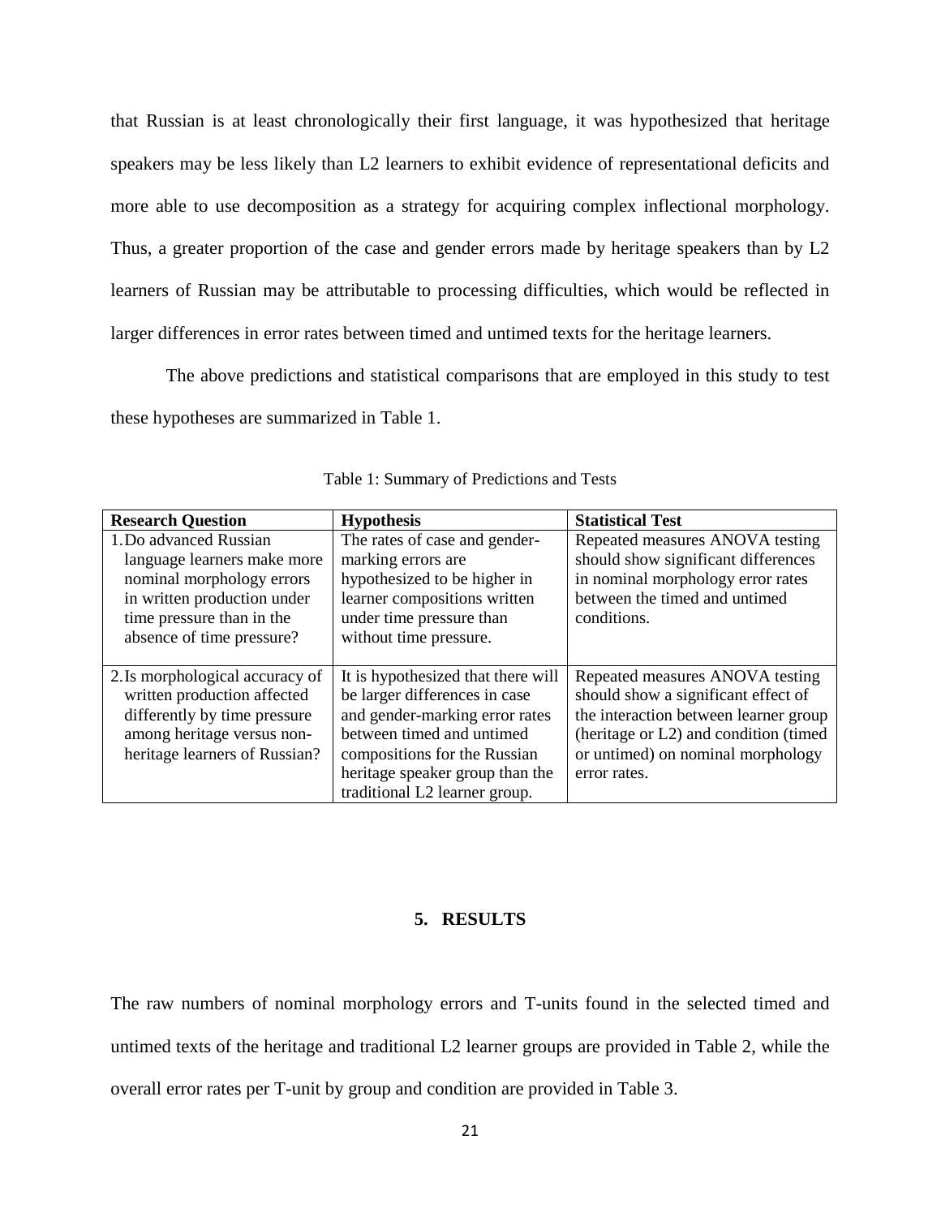that Russian is at least chronologically their first language, it was hypothesized that heritage speakers may be less likely than L2 learners to exhibit evidence of representational deficits and more able to use decomposition as a strategy for acquiring complex inflectional morphology. Thus, a greater proportion of the case and gender errors made by heritage speakers than by L2 learners of Russian may be attributable to processing difficulties, which would be reflected in larger differences in error rates between timed and untimed texts for the heritage learners.

The above predictions and statistical comparisons that are employed in this study to test these hypotheses are summarized in Table 1.

Table 1: Summary of Predictions and Tests

| **Research Question** | **Hypothesis** | **Statistical Test** |
|---|---|---|
| 1. Do advanced Russian language learners make more nominal morphology errors in written production under time pressure than in the absence of time pressure? | The rates of case and gender-marking errors are hypothesized to be higher in learner compositions written under time pressure than without time pressure. | Repeated measures ANOVA testing should show significant differences in nominal morphology error rates between the timed and untimed conditions. |
| 2. Is morphological accuracy of written production affected differently by time pressure among heritage versus non-heritage learners of Russian? | It is hypothesized that there will be larger differences in case and gender-marking error rates between timed and untimed compositions for the Russian heritage speaker group than the traditional L2 learner group. | Repeated measures ANOVA testing should show a significant effect of the interaction between learner group (heritage or L2) and condition (timed or untimed) on nominal morphology error rates. |

## 5. RESULTS

The raw numbers of nominal morphology errors and T-units found in the selected timed and untimed texts of the heritage and traditional L2 learner groups are provided in Table 2, while the overall error rates per T-unit by group and condition are provided in Table 3.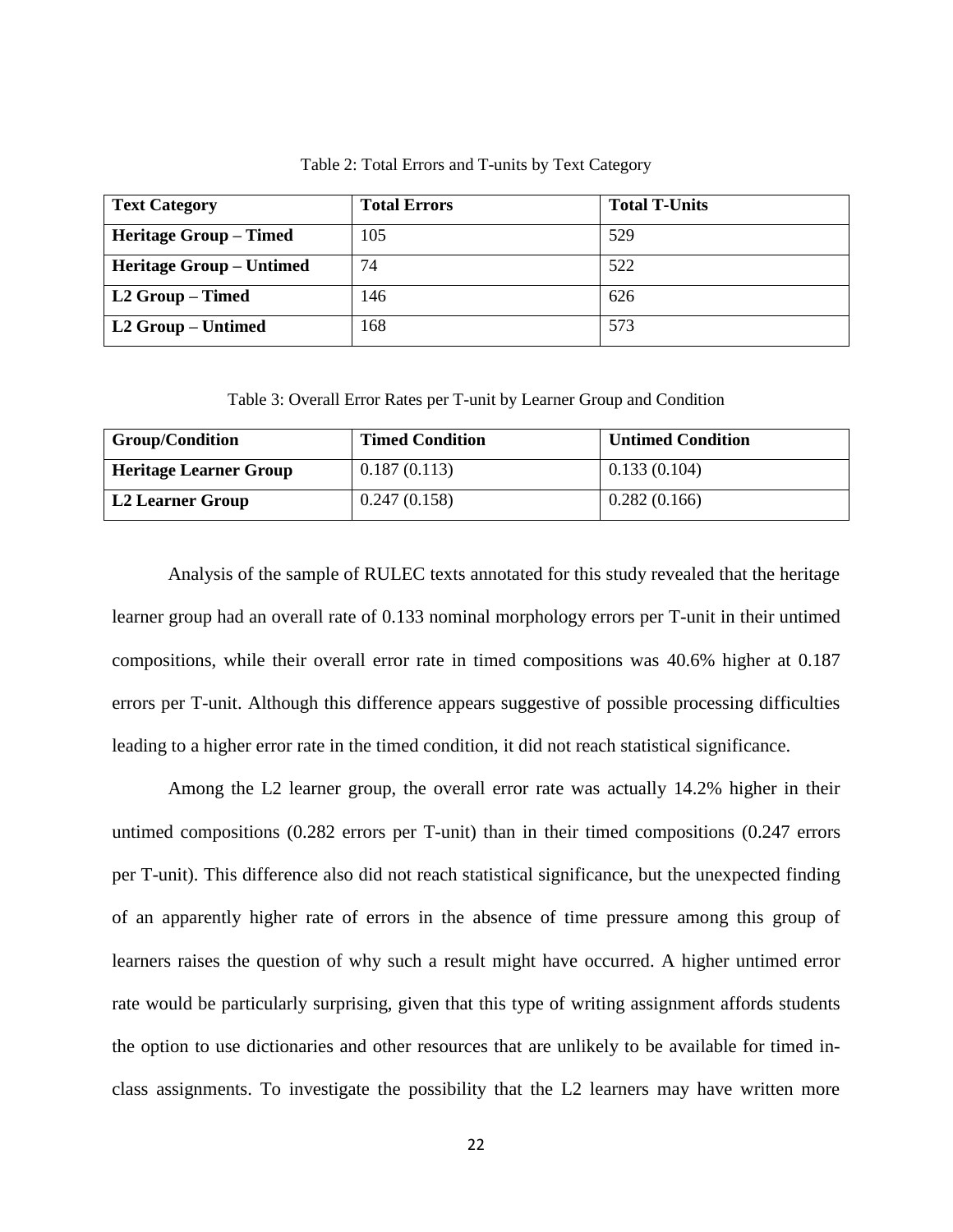Table 2: Total Errors and T-units by Text Category

| Text Category | Total Errors | Total T-Units |
|---|---|---|
| **Heritage Group – Timed** | 105 | 529 |
| **Heritage Group – Untimed** | 74 | 522 |
| **L2 Group – Timed** | 146 | 626 |
| **L2 Group – Untimed** | 168 | 573 |

Table 3: Overall Error Rates per T-unit by Learner Group and Condition

| Group/Condition | Timed Condition | Untimed Condition |
|---|---|---|
| **Heritage Learner Group** | 0.187 (0.113) | 0.133 (0.104) |
| **L2 Learner Group** | 0.247 (0.158) | 0.282 (0.166) |

Analysis of the sample of RULEC texts annotated for this study revealed that the heritage learner group had an overall rate of 0.133 nominal morphology errors per T-unit in their untimed compositions, while their overall error rate in timed compositions was 40.6% higher at 0.187 errors per T-unit. Although this difference appears suggestive of possible processing difficulties leading to a higher error rate in the timed condition, it did not reach statistical significance.

Among the L2 learner group, the overall error rate was actually 14.2% higher in their untimed compositions (0.282 errors per T-unit) than in their timed compositions (0.247 errors per T-unit). This difference also did not reach statistical significance, but the unexpected finding of an apparently higher rate of errors in the absence of time pressure among this group of learners raises the question of why such a result might have occurred. A higher untimed error rate would be particularly surprising, given that this type of writing assignment affords students the option to use dictionaries and other resources that are unlikely to be available for timed in-class assignments. To investigate the possibility that the L2 learners may have written more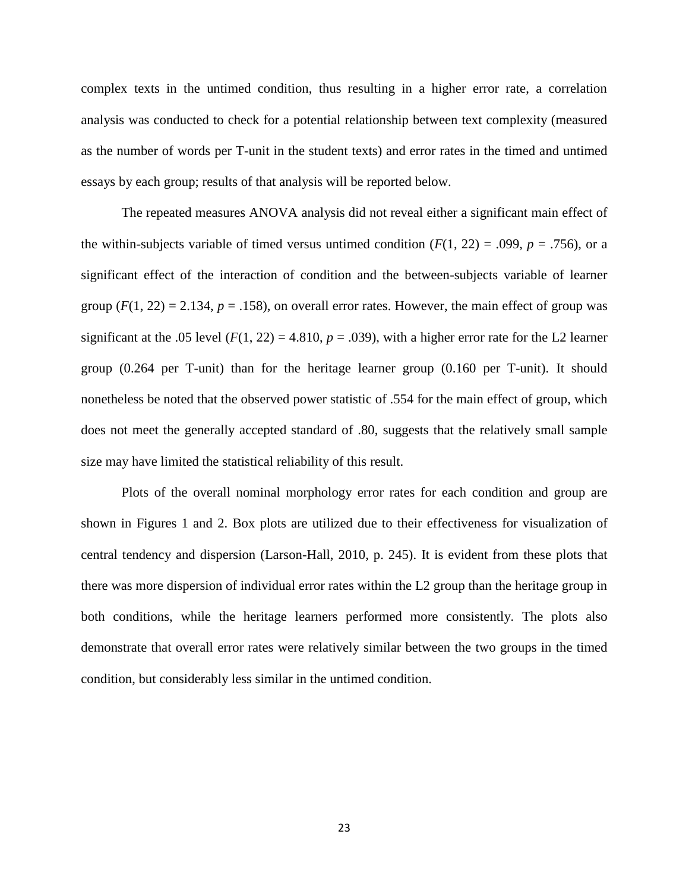complex texts in the untimed condition, thus resulting in a higher error rate, a correlation analysis was conducted to check for a potential relationship between text complexity (measured as the number of words per T-unit in the student texts) and error rates in the timed and untimed essays by each group; results of that analysis will be reported below.

The repeated measures ANOVA analysis did not reveal either a significant main effect of the within-subjects variable of timed versus untimed condition ($F(1, 22) = .099$, $p = .756$), or a significant effect of the interaction of condition and the between-subjects variable of learner group ($F(1, 22) = 2.134$, $p = .158$), on overall error rates. However, the main effect of group was significant at the .05 level ($F(1, 22) = 4.810$, $p = .039$), with a higher error rate for the L2 learner group (0.264 per T-unit) than for the heritage learner group (0.160 per T-unit). It should nonetheless be noted that the observed power statistic of .554 for the main effect of group, which does not meet the generally accepted standard of .80, suggests that the relatively small sample size may have limited the statistical reliability of this result.

Plots of the overall nominal morphology error rates for each condition and group are shown in Figures 1 and 2. Box plots are utilized due to their effectiveness for visualization of central tendency and dispersion (Larson-Hall, 2010, p. 245). It is evident from these plots that there was more dispersion of individual error rates within the L2 group than the heritage group in both conditions, while the heritage learners performed more consistently. The plots also demonstrate that overall error rates were relatively similar between the two groups in the timed condition, but considerably less similar in the untimed condition.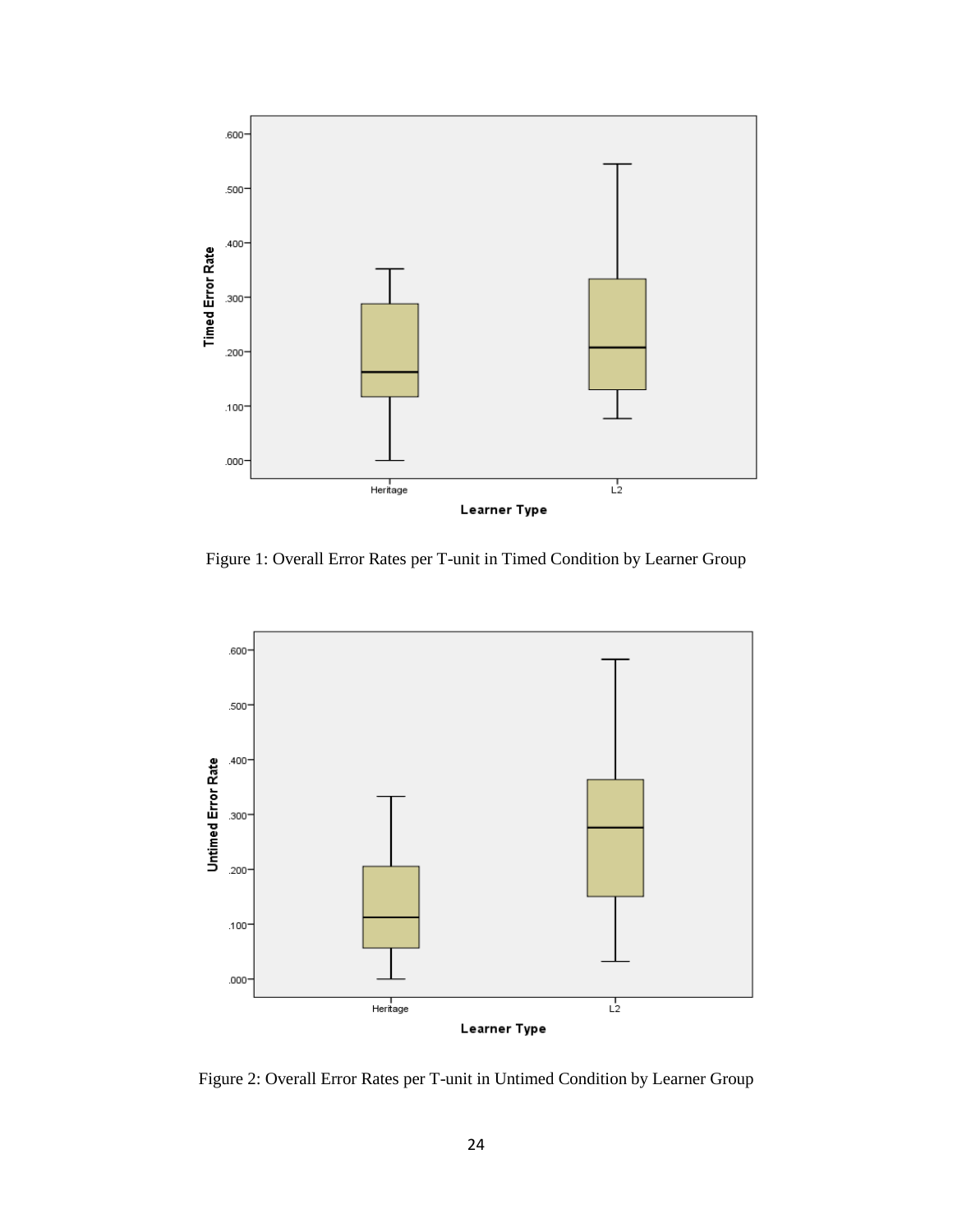Figure 1: Overall Error Rates per T-unit in Timed Condition by Learner Group

Figure 2: Overall Error Rates per T-unit in Untimed Condition by Learner Group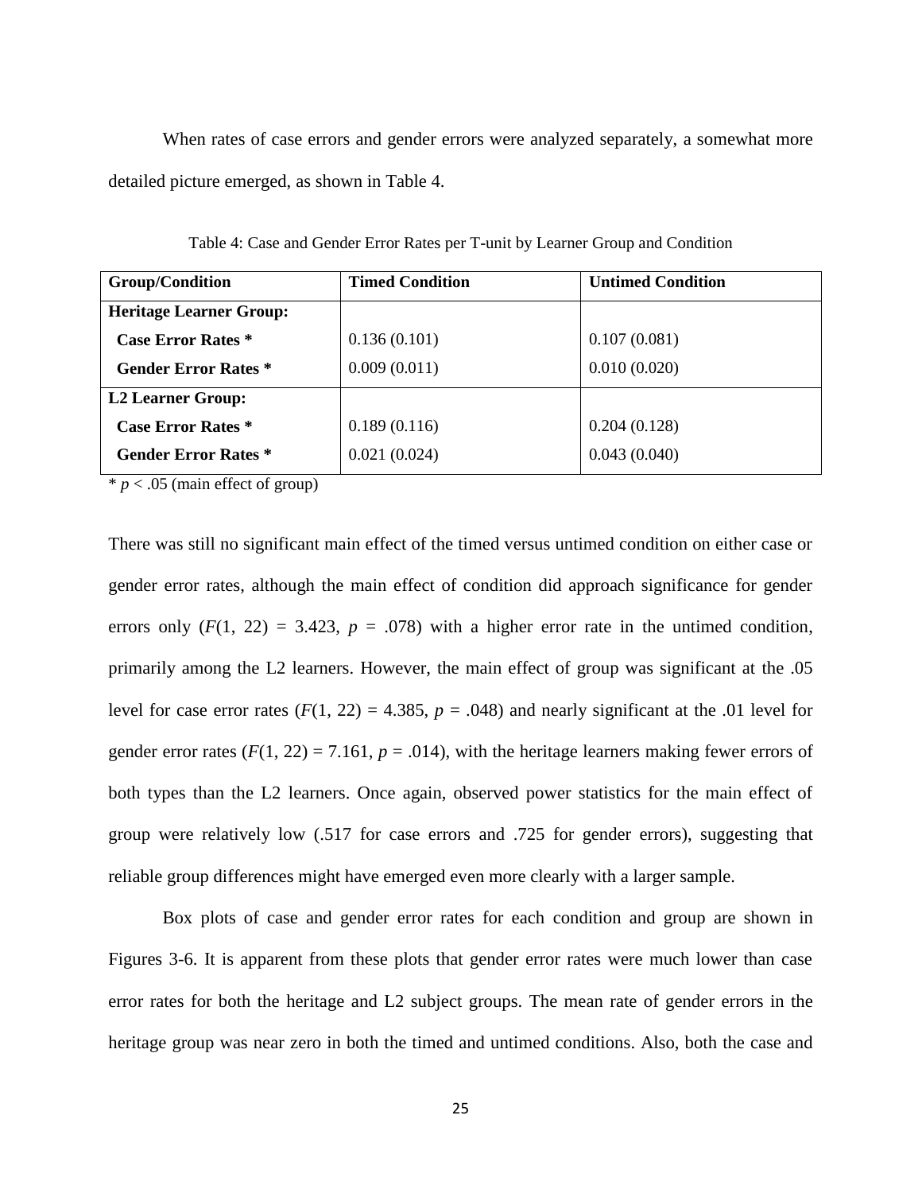When rates of case errors and gender errors were analyzed separately, a somewhat more detailed picture emerged, as shown in Table 4.

Table 4: Case and Gender Error Rates per T-unit by Learner Group and Condition

| Group/Condition | Timed Condition | Untimed Condition |
|---|---|---|
| **Heritage Learner Group:** | | |
| **Case Error Rates *** | 0.136 (0.101) | 0.107 (0.081) |
| **Gender Error Rates *** | 0.009 (0.011) | 0.010 (0.020) |
| **L2 Learner Group:** | | |
| **Case Error Rates *** | 0.189 (0.116) | 0.204 (0.128) |
| **Gender Error Rates *** | 0.021 (0.024) | 0.043 (0.040) |

* $p < .05$ (main effect of group)

There was still no significant main effect of the timed versus untimed condition on either case or gender error rates, although the main effect of condition did approach significance for gender errors only ($F(1, 22) = 3.423$, $p = .078$) with a higher error rate in the untimed condition, primarily among the L2 learners. However, the main effect of group was significant at the .05 level for case error rates ($F(1, 22) = 4.385$, $p = .048$) and nearly significant at the .01 level for gender error rates ($F(1, 22) = 7.161$, $p = .014$), with the heritage learners making fewer errors of both types than the L2 learners. Once again, observed power statistics for the main effect of group were relatively low (.517 for case errors and .725 for gender errors), suggesting that reliable group differences might have emerged even more clearly with a larger sample.

Box plots of case and gender error rates for each condition and group are shown in Figures 3-6. It is apparent from these plots that gender error rates were much lower than case error rates for both the heritage and L2 subject groups. The mean rate of gender errors in the heritage group was near zero in both the timed and untimed conditions. Also, both the case and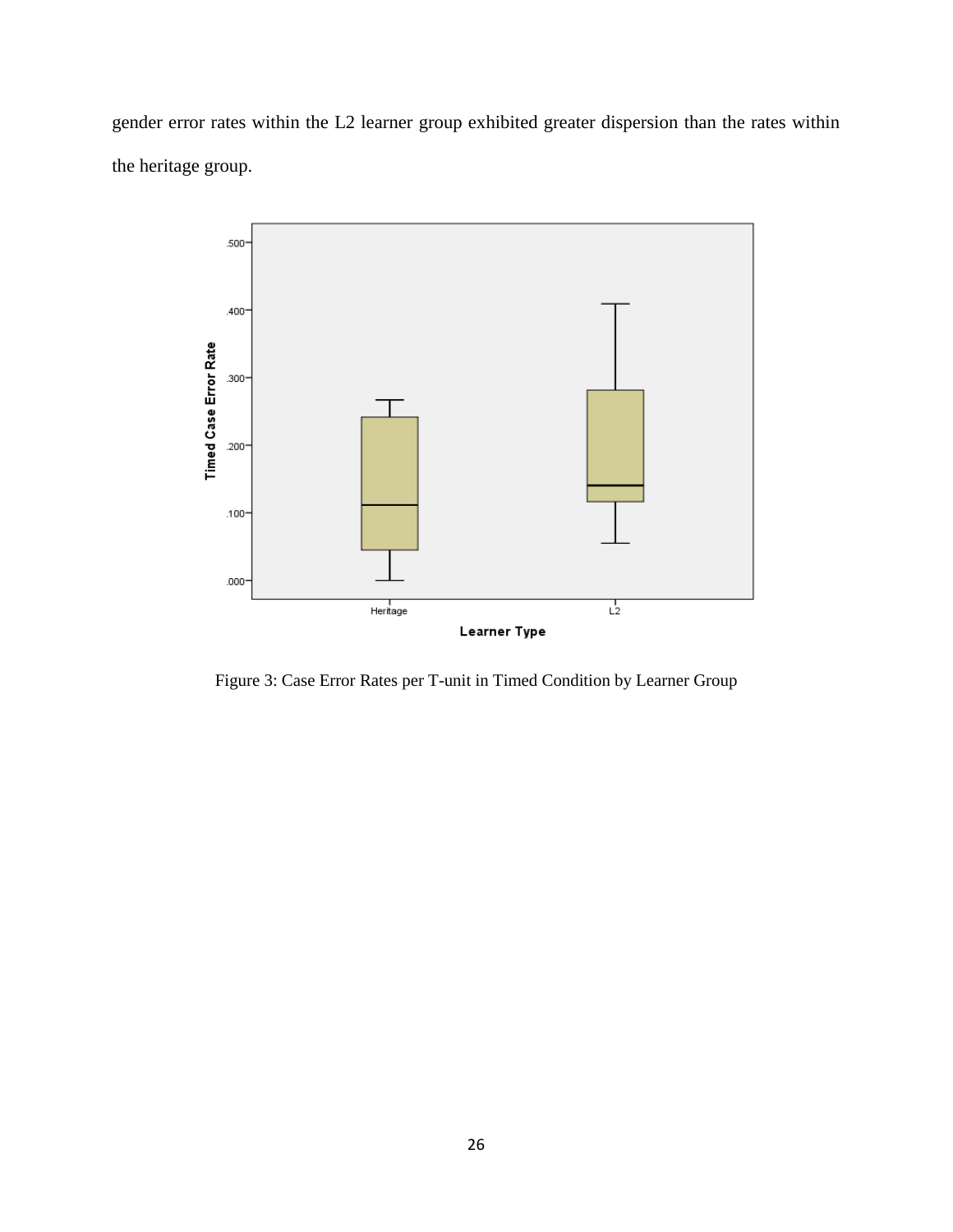gender error rates within the L2 learner group exhibited greater dispersion than the rates within the heritage group.

Figure 3: Case Error Rates per T-unit in Timed Condition by Learner Group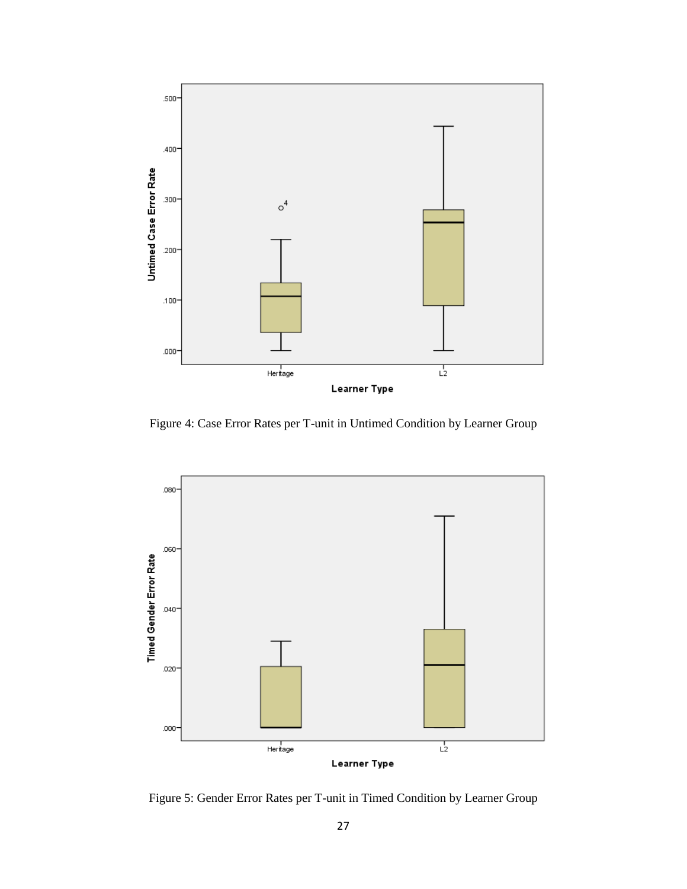Figure 4: Case Error Rates per T-unit in Untimed Condition by Learner Group

Figure 5: Gender Error Rates per T-unit in Timed Condition by Learner Group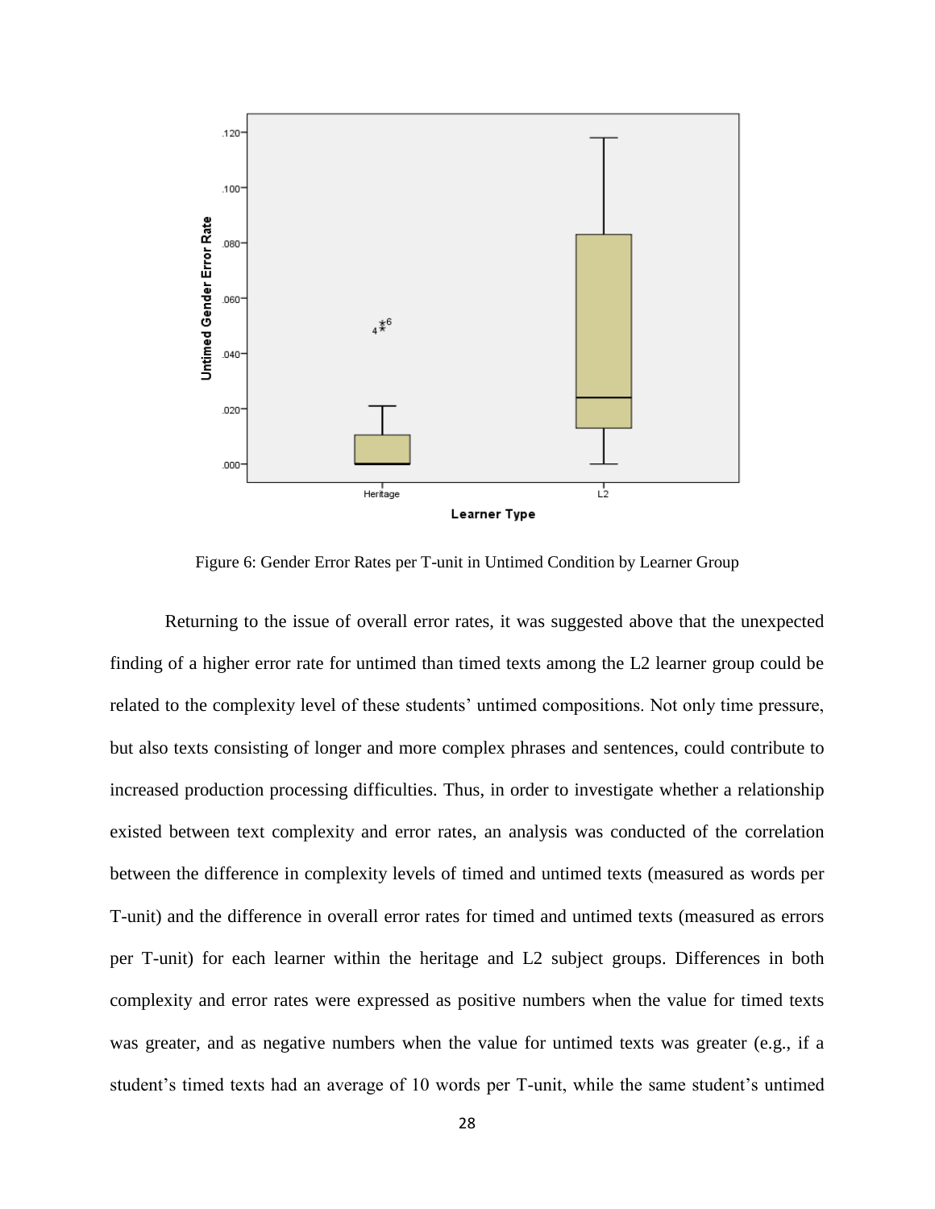Figure 6: Gender Error Rates per T-unit in Untimed Condition by Learner Group

Returning to the issue of overall error rates, it was suggested above that the unexpected finding of a higher error rate for untimed than timed texts among the L2 learner group could be related to the complexity level of these students' untimed compositions. Not only time pressure, but also texts consisting of longer and more complex phrases and sentences, could contribute to increased production processing difficulties. Thus, in order to investigate whether a relationship existed between text complexity and error rates, an analysis was conducted of the correlation between the difference in complexity levels of timed and untimed texts (measured as words per T-unit) and the difference in overall error rates for timed and untimed texts (measured as errors per T-unit) for each learner within the heritage and L2 subject groups. Differences in both complexity and error rates were expressed as positive numbers when the value for timed texts was greater, and as negative numbers when the value for untimed texts was greater (e.g., if a student's timed texts had an average of 10 words per T-unit, while the same student's untimed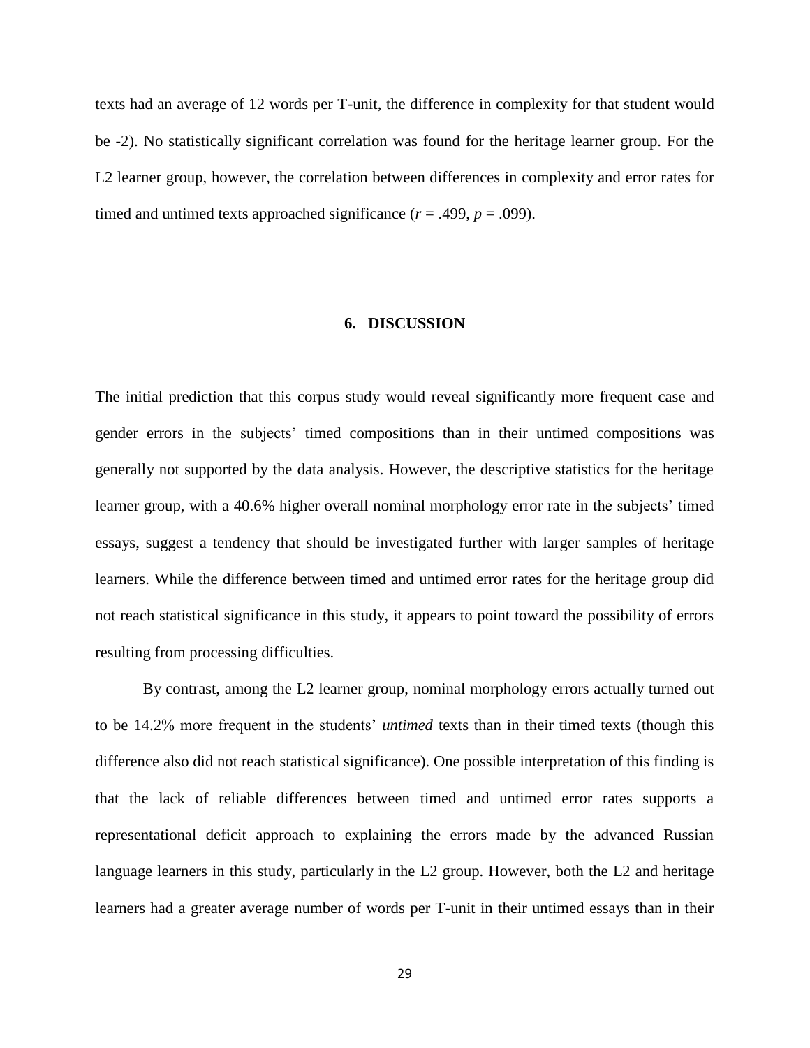texts had an average of 12 words per T-unit, the difference in complexity for that student would be -2). No statistically significant correlation was found for the heritage learner group. For the L2 learner group, however, the correlation between differences in complexity and error rates for timed and untimed texts approached significance ($r$ = .499, $p$ = .099).

## 6. DISCUSSION

The initial prediction that this corpus study would reveal significantly more frequent case and gender errors in the subjects' timed compositions than in their untimed compositions was generally not supported by the data analysis. However, the descriptive statistics for the heritage learner group, with a 40.6% higher overall nominal morphology error rate in the subjects' timed essays, suggest a tendency that should be investigated further with larger samples of heritage learners. While the difference between timed and untimed error rates for the heritage group did not reach statistical significance in this study, it appears to point toward the possibility of errors resulting from processing difficulties.

By contrast, among the L2 learner group, nominal morphology errors actually turned out to be 14.2% more frequent in the students' *untimed* texts than in their timed texts (though this difference also did not reach statistical significance). One possible interpretation of this finding is that the lack of reliable differences between timed and untimed error rates supports a representational deficit approach to explaining the errors made by the advanced Russian language learners in this study, particularly in the L2 group. However, both the L2 and heritage learners had a greater average number of words per T-unit in their untimed essays than in their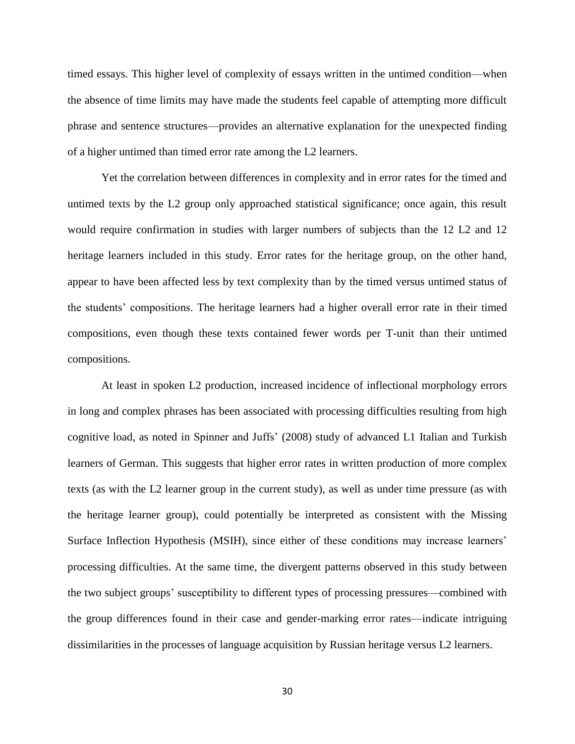timed essays. This higher level of complexity of essays written in the untimed condition—when the absence of time limits may have made the students feel capable of attempting more difficult phrase and sentence structures—provides an alternative explanation for the unexpected finding of a higher untimed than timed error rate among the L2 learners.

Yet the correlation between differences in complexity and in error rates for the timed and untimed texts by the L2 group only approached statistical significance; once again, this result would require confirmation in studies with larger numbers of subjects than the 12 L2 and 12 heritage learners included in this study. Error rates for the heritage group, on the other hand, appear to have been affected less by text complexity than by the timed versus untimed status of the students' compositions. The heritage learners had a higher overall error rate in their timed compositions, even though these texts contained fewer words per T-unit than their untimed compositions.

At least in spoken L2 production, increased incidence of inflectional morphology errors in long and complex phrases has been associated with processing difficulties resulting from high cognitive load, as noted in Spinner and Juffs' (2008) study of advanced L1 Italian and Turkish learners of German. This suggests that higher error rates in written production of more complex texts (as with the L2 learner group in the current study), as well as under time pressure (as with the heritage learner group), could potentially be interpreted as consistent with the Missing Surface Inflection Hypothesis (MSIH), since either of these conditions may increase learners' processing difficulties. At the same time, the divergent patterns observed in this study between the two subject groups' susceptibility to different types of processing pressures—combined with the group differences found in their case and gender-marking error rates—indicate intriguing dissimilarities in the processes of language acquisition by Russian heritage versus L2 learners.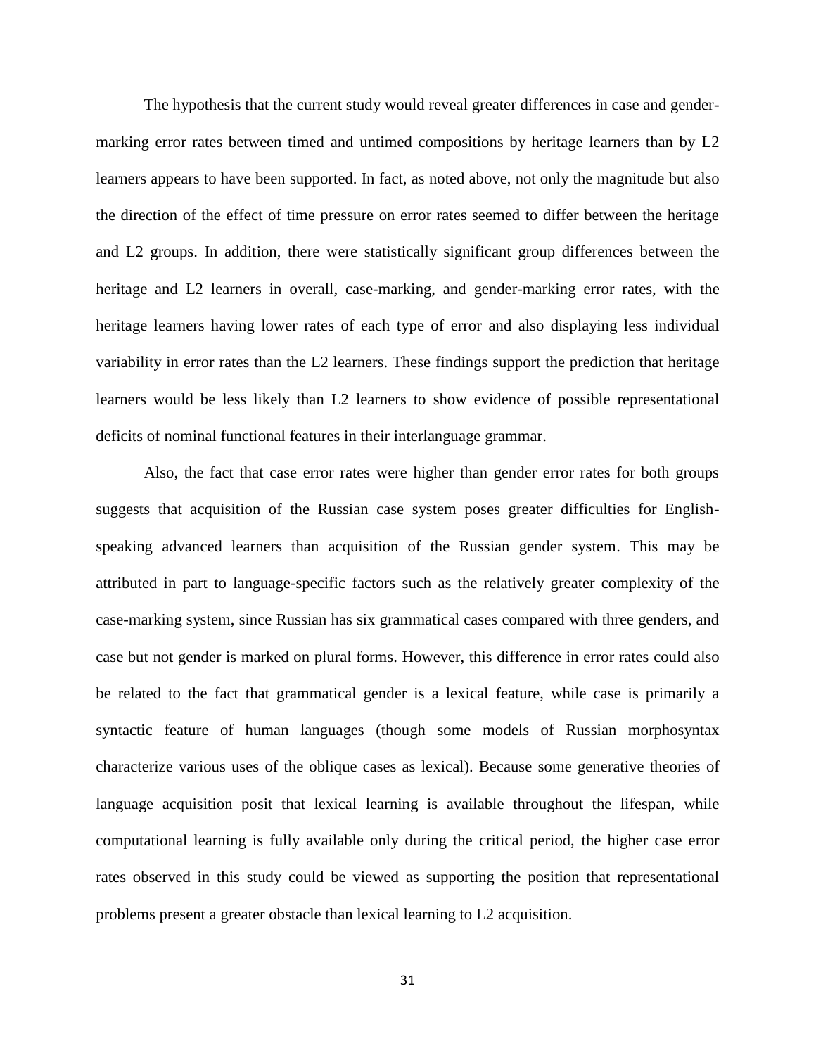The hypothesis that the current study would reveal greater differences in case and gender-marking error rates between timed and untimed compositions by heritage learners than by L2 learners appears to have been supported. In fact, as noted above, not only the magnitude but also the direction of the effect of time pressure on error rates seemed to differ between the heritage and L2 groups. In addition, there were statistically significant group differences between the heritage and L2 learners in overall, case-marking, and gender-marking error rates, with the heritage learners having lower rates of each type of error and also displaying less individual variability in error rates than the L2 learners. These findings support the prediction that heritage learners would be less likely than L2 learners to show evidence of possible representational deficits of nominal functional features in their interlanguage grammar.

Also, the fact that case error rates were higher than gender error rates for both groups suggests that acquisition of the Russian case system poses greater difficulties for English-speaking advanced learners than acquisition of the Russian gender system. This may be attributed in part to language-specific factors such as the relatively greater complexity of the case-marking system, since Russian has six grammatical cases compared with three genders, and case but not gender is marked on plural forms. However, this difference in error rates could also be related to the fact that grammatical gender is a lexical feature, while case is primarily a syntactic feature of human languages (though some models of Russian morphosyntax characterize various uses of the oblique cases as lexical). Because some generative theories of language acquisition posit that lexical learning is available throughout the lifespan, while computational learning is fully available only during the critical period, the higher case error rates observed in this study could be viewed as supporting the position that representational problems present a greater obstacle than lexical learning to L2 acquisition.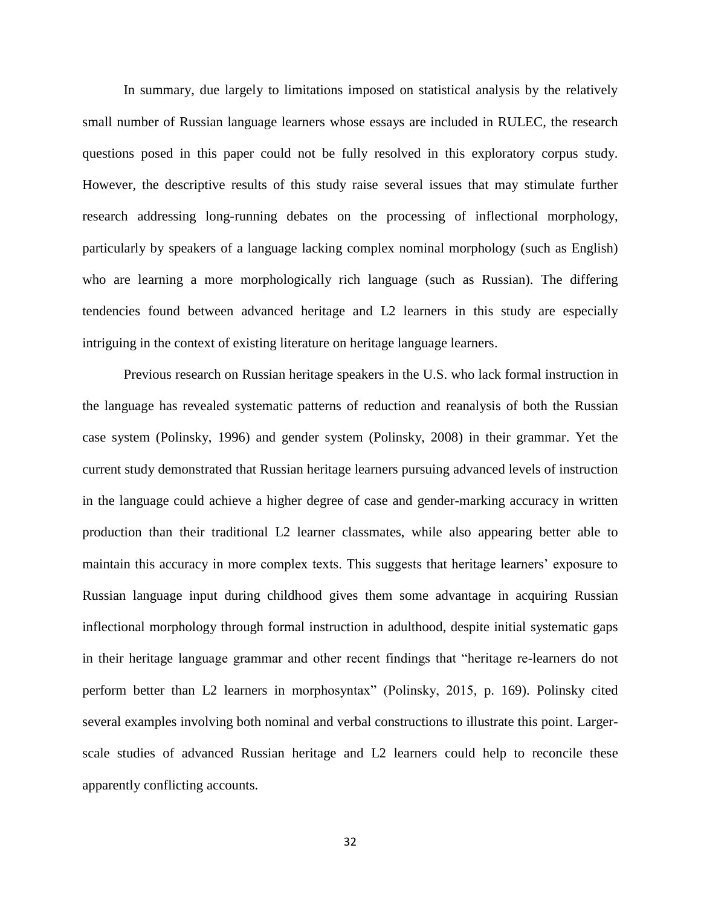In summary, due largely to limitations imposed on statistical analysis by the relatively small number of Russian language learners whose essays are included in RULEC, the research questions posed in this paper could not be fully resolved in this exploratory corpus study. However, the descriptive results of this study raise several issues that may stimulate further research addressing long-running debates on the processing of inflectional morphology, particularly by speakers of a language lacking complex nominal morphology (such as English) who are learning a more morphologically rich language (such as Russian). The differing tendencies found between advanced heritage and L2 learners in this study are especially intriguing in the context of existing literature on heritage language learners.

Previous research on Russian heritage speakers in the U.S. who lack formal instruction in the language has revealed systematic patterns of reduction and reanalysis of both the Russian case system (Polinsky, 1996) and gender system (Polinsky, 2008) in their grammar. Yet the current study demonstrated that Russian heritage learners pursuing advanced levels of instruction in the language could achieve a higher degree of case and gender-marking accuracy in written production than their traditional L2 learner classmates, while also appearing better able to maintain this accuracy in more complex texts. This suggests that heritage learners' exposure to Russian language input during childhood gives them some advantage in acquiring Russian inflectional morphology through formal instruction in adulthood, despite initial systematic gaps in their heritage language grammar and other recent findings that "heritage re-learners do not perform better than L2 learners in morphosyntax" (Polinsky, 2015, p. 169). Polinsky cited several examples involving both nominal and verbal constructions to illustrate this point. Larger-scale studies of advanced Russian heritage and L2 learners could help to reconcile these apparently conflicting accounts.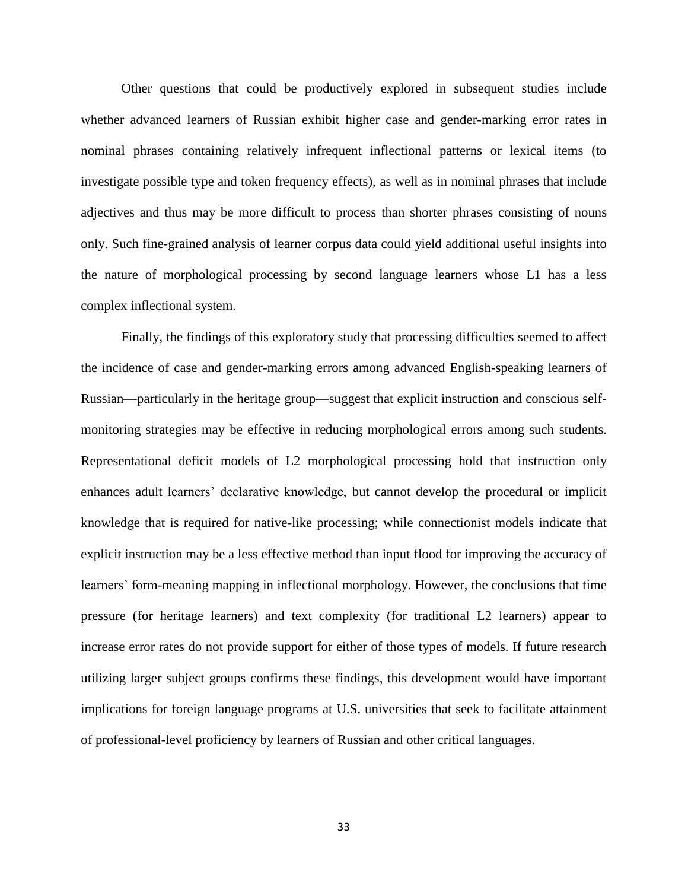Other questions that could be productively explored in subsequent studies include whether advanced learners of Russian exhibit higher case and gender-marking error rates in nominal phrases containing relatively infrequent inflectional patterns or lexical items (to investigate possible type and token frequency effects), as well as in nominal phrases that include adjectives and thus may be more difficult to process than shorter phrases consisting of nouns only. Such fine-grained analysis of learner corpus data could yield additional useful insights into the nature of morphological processing by second language learners whose L1 has a less complex inflectional system.

Finally, the findings of this exploratory study that processing difficulties seemed to affect the incidence of case and gender-marking errors among advanced English-speaking learners of Russian—particularly in the heritage group—suggest that explicit instruction and conscious self-monitoring strategies may be effective in reducing morphological errors among such students. Representational deficit models of L2 morphological processing hold that instruction only enhances adult learners' declarative knowledge, but cannot develop the procedural or implicit knowledge that is required for native-like processing; while connectionist models indicate that explicit instruction may be a less effective method than input flood for improving the accuracy of learners' form-meaning mapping in inflectional morphology. However, the conclusions that time pressure (for heritage learners) and text complexity (for traditional L2 learners) appear to increase error rates do not provide support for either of those types of models. If future research utilizing larger subject groups confirms these findings, this development would have important implications for foreign language programs at U.S. universities that seek to facilitate attainment of professional-level proficiency by learners of Russian and other critical languages.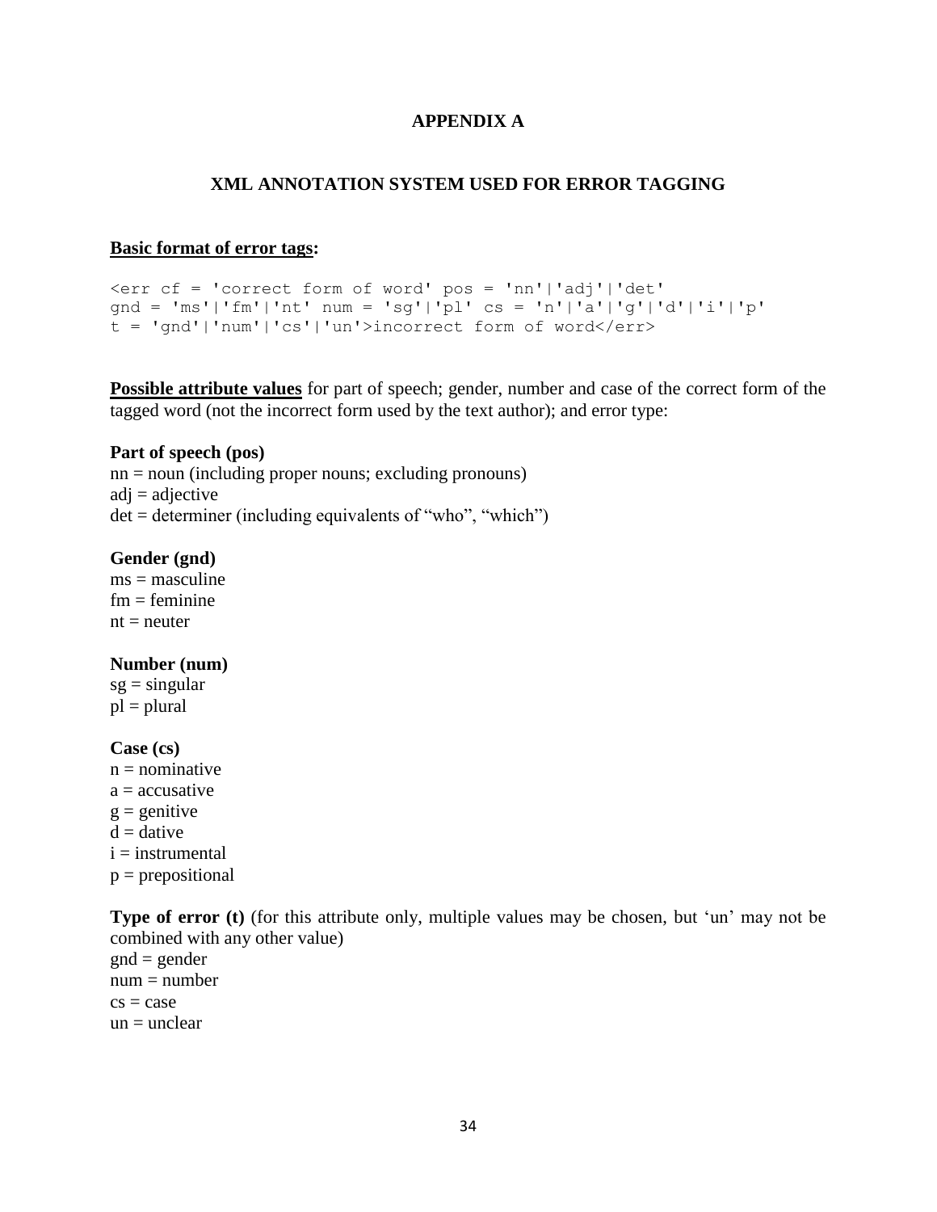## APPENDIX A

## XML ANNOTATION SYSTEM USED FOR ERROR TAGGING

**Basic format of error tags:**

```
<err cf = 'correct form of word' pos = 'nn'|'adj'|'det'
gnd = 'ms'|'fm'|'nt' num = 'sg'|'pl' cs = 'n'|'a'|'g'|'d'|'i'|'p'
t = 'gnd'|'num'|'cs'|'un'>incorrect form of word</err>
```

**Possible attribute values** for part of speech; gender, number and case of the correct form of the tagged word (not the incorrect form used by the text author); and error type:

**Part of speech (pos)**
nn = noun (including proper nouns; excluding pronouns)
adj = adjective
det = determiner (including equivalents of "who", "which")

**Gender (gnd)**
ms = masculine
fm = feminine
nt = neuter

**Number (num)**
sg = singular
pl = plural

**Case (cs)**
n = nominative
a = accusative
g = genitive
d = dative
i = instrumental
p = prepositional

**Type of error (t)** (for this attribute only, multiple values may be chosen, but 'un' may not be combined with any other value)
gnd = gender
num = number
cs = case
un = unclear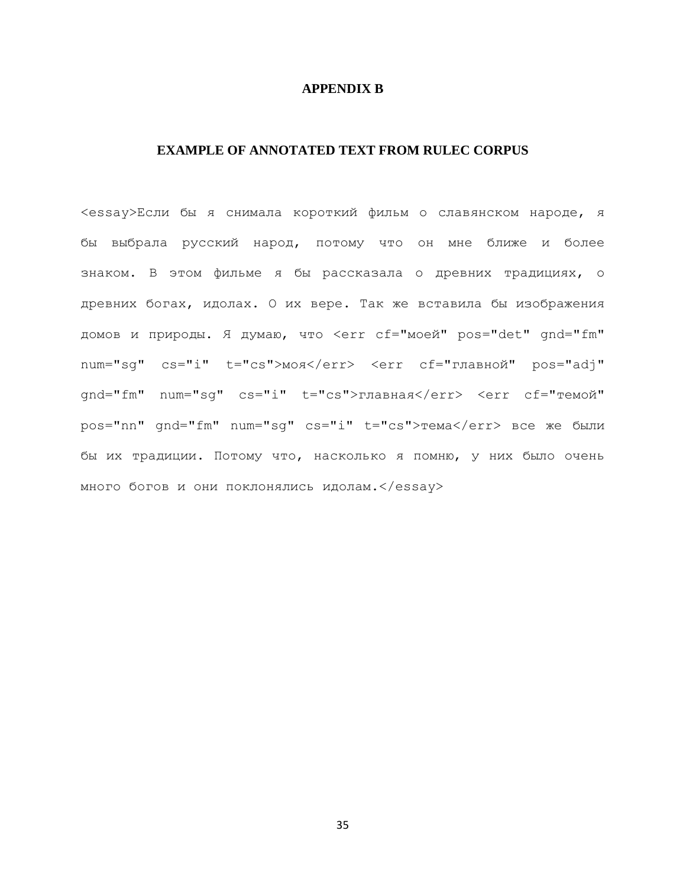# APPENDIX B

## EXAMPLE OF ANNOTATED TEXT FROM RULEC CORPUS

```
<essay>Если бы я снимала короткий фильм о славянском народе, я бы выбрала русский народ, потому что он мне ближе и более знаком. В этом фильме я бы рассказала о древних традициях, о древних богах, идолах. О их вере. Так же вставила бы изображения домов и природы. Я думаю, что <err cf="моей" pos="det" gnd="fm" num="sg" cs="i" t="cs">моя</err> <err cf="главной" pos="adj" gnd="fm" num="sg" cs="i" t="cs">главная</err> <err cf="темой" pos="nn" gnd="fm" num="sg" cs="i" t="cs">тема</err> все же были бы их традиции. Потому что, насколько я помню, у них было очень много богов и они поклонялись идолам.</essay>
```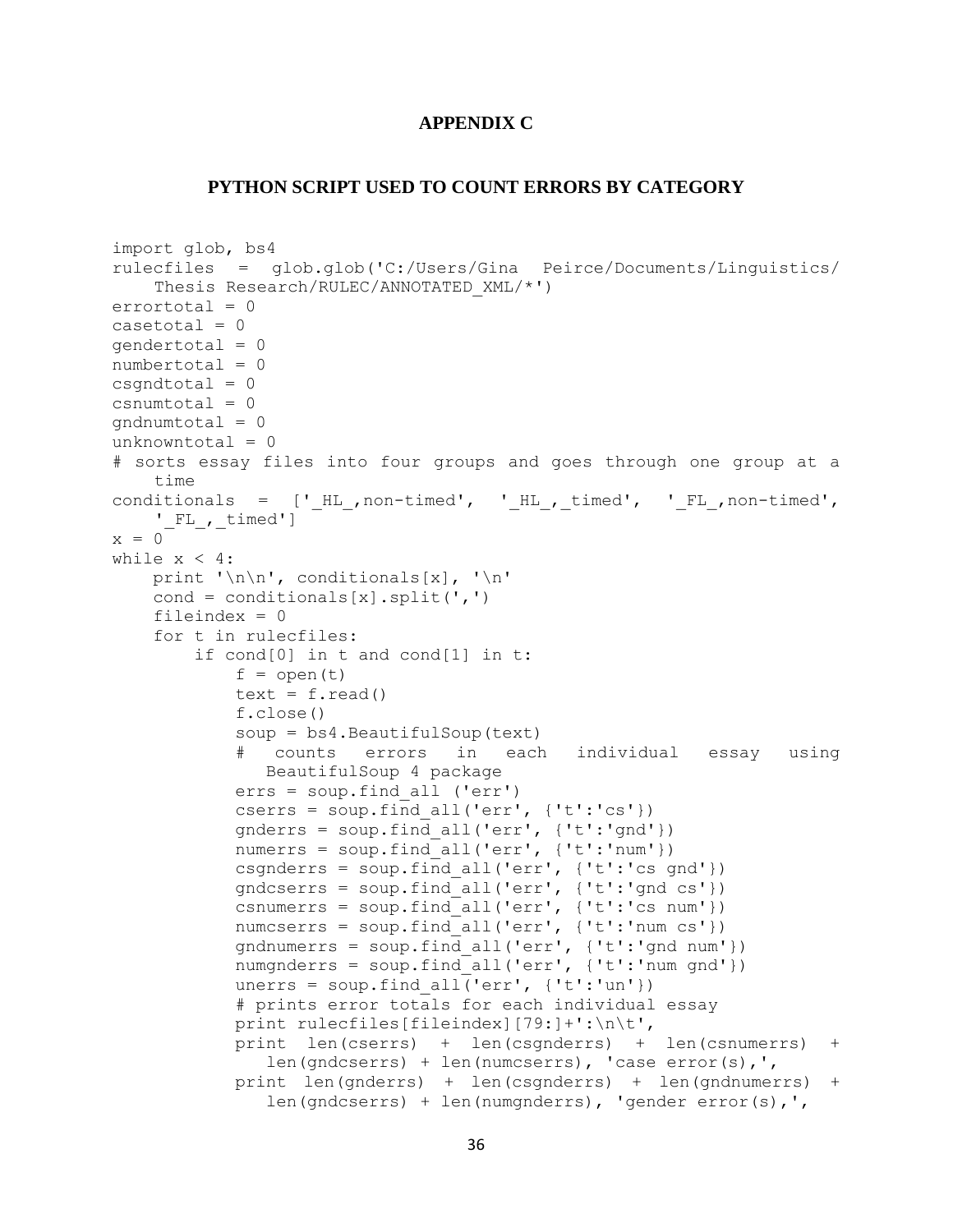## APPENDIX C

## PYTHON SCRIPT USED TO COUNT ERRORS BY CATEGORY

```
import glob, bs4
rulecfiles  =  glob.glob('C:/Users/Gina  Peirce/Documents/Linguistics/
    Thesis Research/RULEC/ANNOTATED_XML/*')
errortotal = 0
casetotal = 0
gendertotal = 0
numbertotal = 0
csgndtotal = 0
csnumtotal = 0
gndnumtotal = 0
unknowntotal = 0
# sorts essay files into four groups and goes through one group at a
    time
conditionals  =  ['_HL_,non-timed',  '_HL_,_timed',  '_FL_,non-timed',
    '_FL_,_timed']
x = 0
while x < 4:
    print '\n\n', conditionals[x], '\n'
    cond = conditionals[x].split(',')
    fileindex = 0
    for t in rulecfiles:
        if cond[0] in t and cond[1] in t:
            f = open(t)
            text = f.read()
            f.close()
            soup = bs4.BeautifulSoup(text)
            #   counts   errors   in   each   individual   essay   using
               BeautifulSoup 4 package
            errs = soup.find_all ('err')
            cserrs = soup.find_all('err', {'t':'cs'})
            gnderrs = soup.find_all('err', {'t':'gnd'})
            numerrs = soup.find_all('err', {'t':'num'})
            csgnderrs = soup.find_all('err', {'t':'cs gnd'})
            gndcserrs = soup.find_all('err', {'t':'gnd cs'})
            csnumerrs = soup.find_all('err', {'t':'cs num'})
            numcserrs = soup.find_all('err', {'t':'num cs'})
            gndnumerrs = soup.find_all('err', {'t':'gnd num'})
            numgnderrs = soup.find_all('err', {'t':'num gnd'})
            unerrs = soup.find_all('err', {'t':'un'})
            # prints error totals for each individual essay
            print rulecfiles[fileindex][79:]+':\n\t',
            print  len(cserrs)  +  len(csgnderrs)  +  len(csnumerrs)  +
               len(gndcserrs) + len(numcserrs), 'case error(s),',
            print  len(gnderrs)  +  len(csgnderrs)  +  len(gndnumerrs)  +
               len(gndcserrs) + len(numgnderrs), 'gender error(s),',
```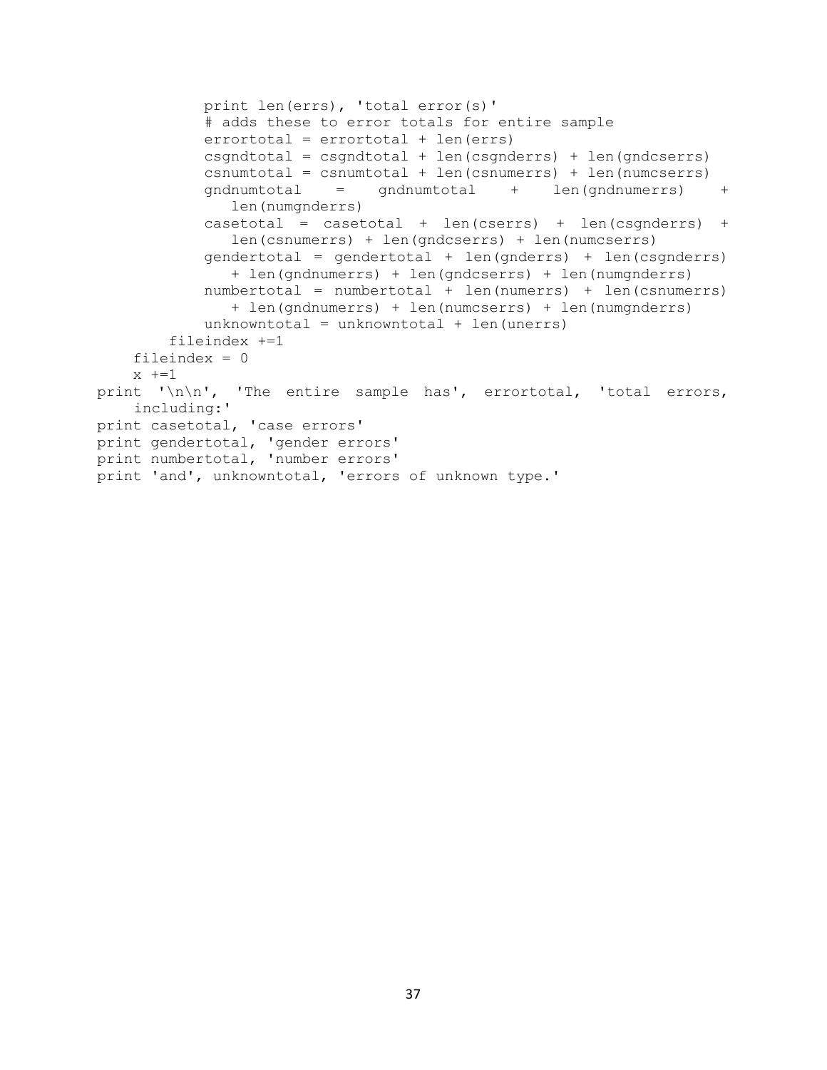```
            print len(errs), 'total error(s)'
            # adds these to error totals for entire sample
            errortotal = errortotal + len(errs)
            csgndtotal = csgndtotal + len(csgnderrs) + len(gndcserrs)
            csnumtotal = csnumtotal + len(csnumerrs) + len(numcserrs)
            gndnumtotal    =    gndnumtotal    +    len(gndnumerrs)    +
               len(numgnderrs)
            casetotal  =  casetotal  +  len(cserrs)  +  len(csgnderrs)  +
               len(csnumerrs) + len(gndcserrs) + len(numcserrs)
            gendertotal = gendertotal + len(gnderrs) + len(csgnderrs)
               + len(gndnumerrs) + len(gndcserrs) + len(numgnderrs)
            numbertotal = numbertotal + len(numerrs) + len(csnumerrs)
               + len(gndnumerrs) + len(numcserrs) + len(numgnderrs)
            unknowntotal = unknowntotal + len(unerrs)
        fileindex +=1
    fileindex = 0
    x +=1
print  '\n\n',  'The  entire  sample  has',  errortotal,  'total  errors,
    including:'
print casetotal, 'case errors'
print gendertotal, 'gender errors'
print numbertotal, 'number errors'
print 'and', unknowntotal, 'errors of unknown type.'
```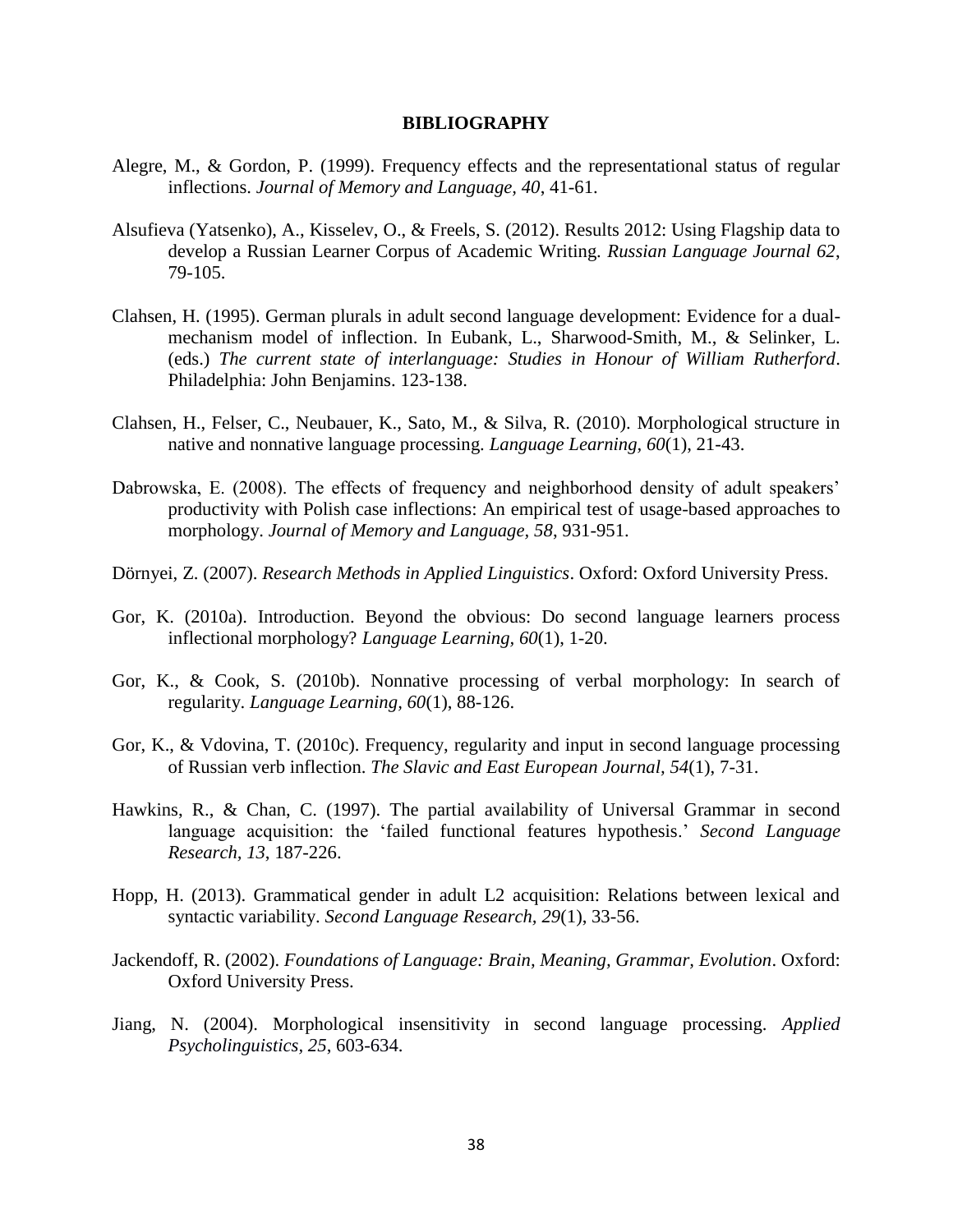# BIBLIOGRAPHY

Alegre, M., & Gordon, P. (1999). Frequency effects and the representational status of regular inflections. *Journal of Memory and Language, 40*, 41-61.

Alsufieva (Yatsenko), A., Kisselev, O., & Freels, S. (2012). Results 2012: Using Flagship data to develop a Russian Learner Corpus of Academic Writing. *Russian Language Journal 62*, 79-105.

Clahsen, H. (1995). German plurals in adult second language development: Evidence for a dual-mechanism model of inflection. In Eubank, L., Sharwood-Smith, M., & Selinker, L. (eds.) *The current state of interlanguage: Studies in Honour of William Rutherford*. Philadelphia: John Benjamins. 123-138.

Clahsen, H., Felser, C., Neubauer, K., Sato, M., & Silva, R. (2010). Morphological structure in native and nonnative language processing. *Language Learning, 60*(1), 21-43.

Dabrowska, E. (2008). The effects of frequency and neighborhood density of adult speakers' productivity with Polish case inflections: An empirical test of usage-based approaches to morphology. *Journal of Memory and Language, 58*, 931-951.

Dörnyei, Z. (2007). *Research Methods in Applied Linguistics*. Oxford: Oxford University Press.

Gor, K. (2010a). Introduction. Beyond the obvious: Do second language learners process inflectional morphology? *Language Learning, 60*(1), 1-20.

Gor, K., & Cook, S. (2010b). Nonnative processing of verbal morphology: In search of regularity. *Language Learning, 60*(1), 88-126.

Gor, K., & Vdovina, T. (2010c). Frequency, regularity and input in second language processing of Russian verb inflection. *The Slavic and East European Journal, 54*(1), 7-31.

Hawkins, R., & Chan, C. (1997). The partial availability of Universal Grammar in second language acquisition: the 'failed functional features hypothesis.' *Second Language Research, 13*, 187-226.

Hopp, H. (2013). Grammatical gender in adult L2 acquisition: Relations between lexical and syntactic variability. *Second Language Research, 29*(1), 33-56.

Jackendoff, R. (2002). *Foundations of Language: Brain, Meaning, Grammar, Evolution*. Oxford: Oxford University Press.

Jiang, N. (2004). Morphological insensitivity in second language processing. *Applied Psycholinguistics, 25*, 603-634.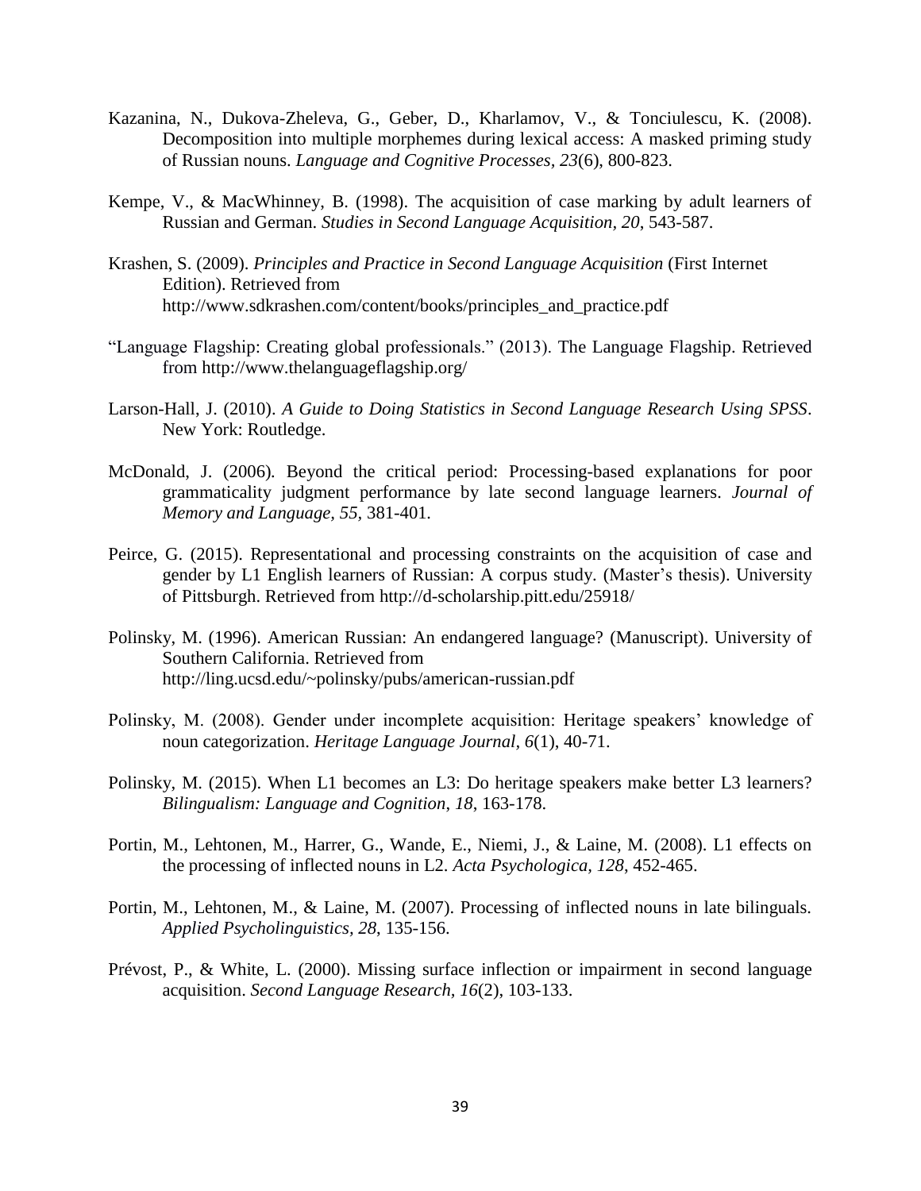Kazanina, N., Dukova-Zheleva, G., Geber, D., Kharlamov, V., & Tonciulescu, K. (2008). Decomposition into multiple morphemes during lexical access: A masked priming study of Russian nouns. *Language and Cognitive Processes, 23*(6), 800-823.

Kempe, V., & MacWhinney, B. (1998). The acquisition of case marking by adult learners of Russian and German. *Studies in Second Language Acquisition, 20*, 543-587.

Krashen, S. (2009). *Principles and Practice in Second Language Acquisition* (First Internet Edition). Retrieved from http://www.sdkrashen.com/content/books/principles_and_practice.pdf

"Language Flagship: Creating global professionals." (2013). The Language Flagship. Retrieved from http://www.thelanguageflagship.org/

Larson-Hall, J. (2010). *A Guide to Doing Statistics in Second Language Research Using SPSS*. New York: Routledge.

McDonald, J. (2006). Beyond the critical period: Processing-based explanations for poor grammaticality judgment performance by late second language learners. *Journal of Memory and Language, 55*, 381-401.

Peirce, G. (2015). Representational and processing constraints on the acquisition of case and gender by L1 English learners of Russian: A corpus study. (Master's thesis). University of Pittsburgh. Retrieved from http://d-scholarship.pitt.edu/25918/

Polinsky, M. (1996). American Russian: An endangered language? (Manuscript). University of Southern California. Retrieved from http://ling.ucsd.edu/~polinsky/pubs/american-russian.pdf

Polinsky, M. (2008). Gender under incomplete acquisition: Heritage speakers' knowledge of noun categorization. *Heritage Language Journal, 6*(1), 40-71.

Polinsky, M. (2015). When L1 becomes an L3: Do heritage speakers make better L3 learners? *Bilingualism: Language and Cognition*, *18*, 163-178.

Portin, M., Lehtonen, M., Harrer, G., Wande, E., Niemi, J., & Laine, M. (2008). L1 effects on the processing of inflected nouns in L2. *Acta Psychologica, 128*, 452-465.

Portin, M., Lehtonen, M., & Laine, M. (2007). Processing of inflected nouns in late bilinguals. *Applied Psycholinguistics, 28,* 135-156.

Prévost, P., & White, L. (2000). Missing surface inflection or impairment in second language acquisition. *Second Language Research*, *16*(2), 103-133.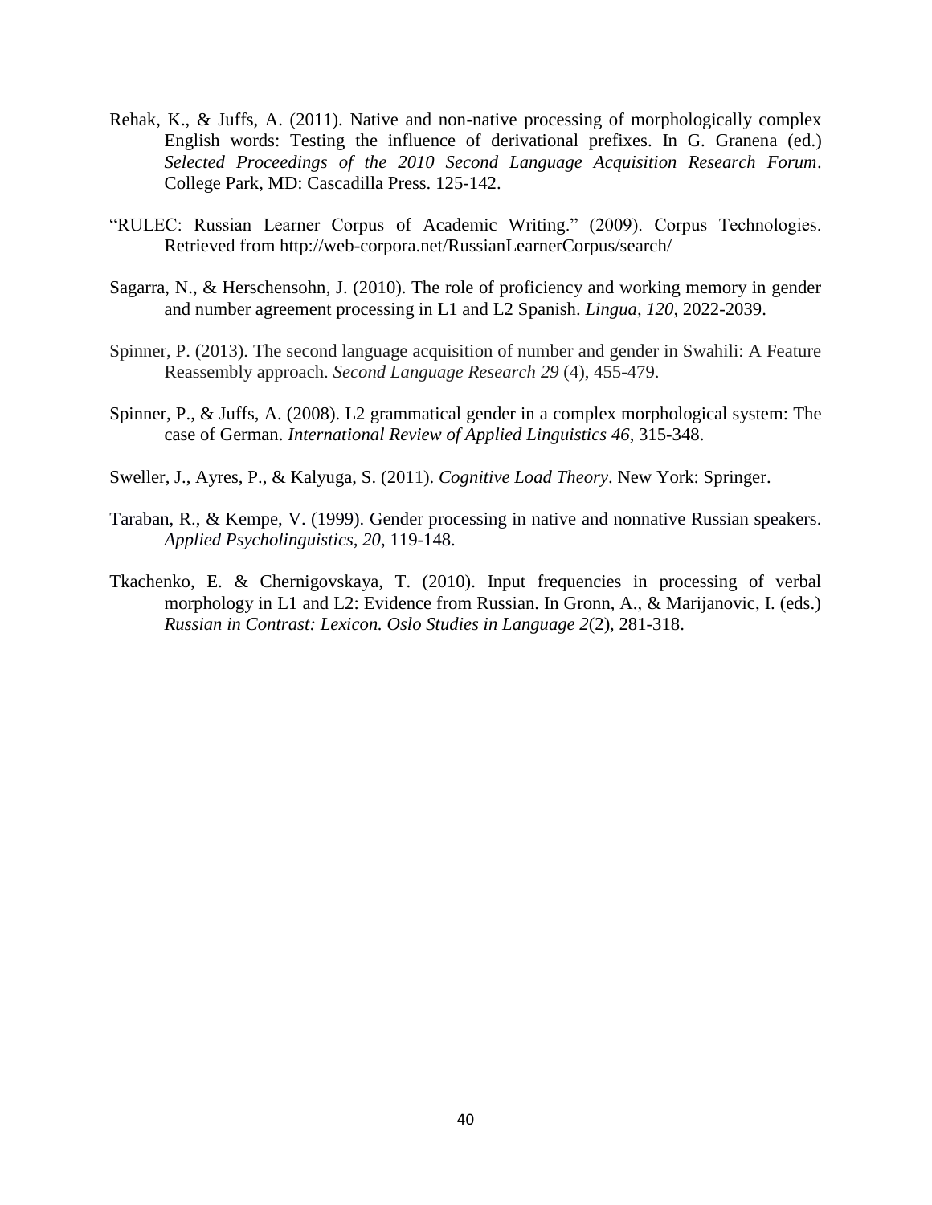Rehak, K., & Juffs, A. (2011). Native and non-native processing of morphologically complex English words: Testing the influence of derivational prefixes. In G. Granena (ed.) *Selected Proceedings of the 2010 Second Language Acquisition Research Forum*. College Park, MD: Cascadilla Press. 125-142.

"RULEC: Russian Learner Corpus of Academic Writing." (2009). Corpus Technologies. Retrieved from http://web-corpora.net/RussianLearnerCorpus/search/

Sagarra, N., & Herschensohn, J. (2010). The role of proficiency and working memory in gender and number agreement processing in L1 and L2 Spanish. *Lingua, 120*, 2022-2039.

Spinner, P. (2013). The second language acquisition of number and gender in Swahili: A Feature Reassembly approach. *Second Language Research 29* (4), 455-479.

Spinner, P., & Juffs, A. (2008). L2 grammatical gender in a complex morphological system: The case of German. *International Review of Applied Linguistics 46*, 315-348.

Sweller, J., Ayres, P., & Kalyuga, S. (2011). *Cognitive Load Theory*. New York: Springer.

Taraban, R., & Kempe, V. (1999). Gender processing in native and nonnative Russian speakers. *Applied Psycholinguistics, 20*, 119-148.

Tkachenko, E. & Chernigovskaya, T. (2010). Input frequencies in processing of verbal morphology in L1 and L2: Evidence from Russian. In Gronn, A., & Marijanovic, I. (eds.) *Russian in Contrast: Lexicon. Oslo Studies in Language 2*(2), 281-318.